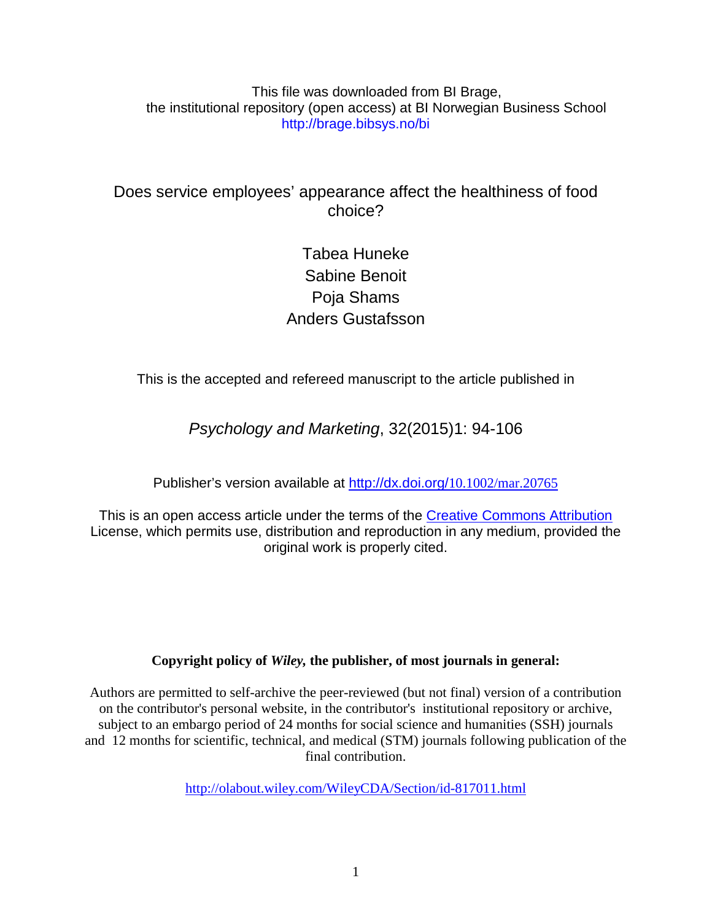This file was downloaded from BI Brage,
the institutional repository (open access) at BI Norwegian Business School
http://brage.bibsys.no/bi

# Does service employees' appearance affect the healthiness of food choice?

Tabea Huneke
Sabine Benoit
Poja Shams
Anders Gustafsson

This is the accepted and refereed manuscript to the article published in

*Psychology and Marketing*, 32(2015)1: 94-106

Publisher's version available at http://dx.doi.org/10.1002/mar.20765

This is an open access article under the terms of the Creative Commons Attribution License, which permits use, distribution and reproduction in any medium, provided the original work is properly cited.

**Copyright policy of *Wiley,* the publisher, of most journals in general:**

Authors are permitted to self-archive the peer-reviewed (but not final) version of a contribution on the contributor's personal website, in the contributor's institutional repository or archive, subject to an embargo period of 24 months for social science and humanities (SSH) journals and 12 months for scientific, technical, and medical (STM) journals following publication of the final contribution.

http://olabout.wiley.com/WileyCDA/Section/id-817011.html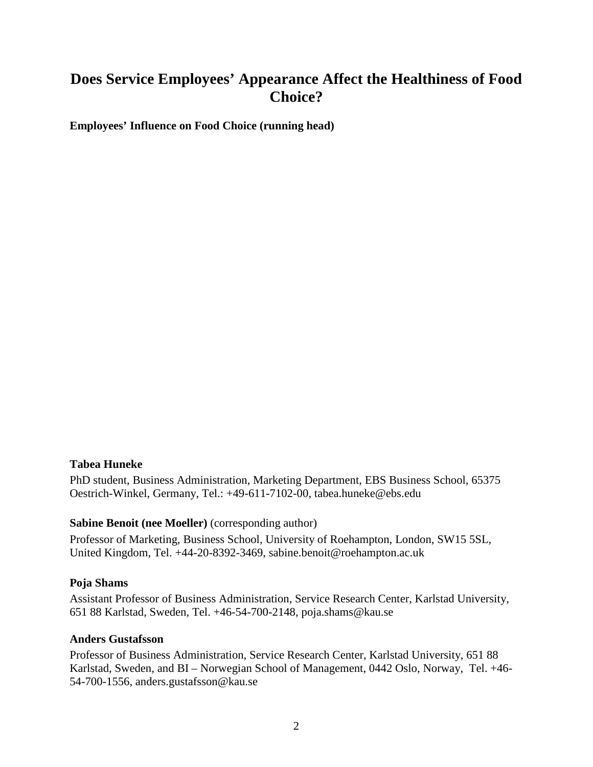# Does Service Employees' Appearance Affect the Healthiness of Food Choice?

**Employees' Influence on Food Choice (running head)**

**Tabea Huneke**

PhD student, Business Administration, Marketing Department, EBS Business School, 65375 Oestrich-Winkel, Germany, Tel.: +49-611-7102-00, tabea.huneke@ebs.edu

**Sabine Benoit (nee Moeller)** (corresponding author)

Professor of Marketing, Business School, University of Roehampton, London, SW15 5SL, United Kingdom, Tel. +44-20-8392-3469, sabine.benoit@roehampton.ac.uk

**Poja Shams**

Assistant Professor of Business Administration, Service Research Center, Karlstad University, 651 88 Karlstad, Sweden, Tel. +46-54-700-2148, poja.shams@kau.se

**Anders Gustafsson**

Professor of Business Administration, Service Research Center, Karlstad University, 651 88 Karlstad, Sweden, and BI – Norwegian School of Management, 0442 Oslo, Norway, Tel. +46-54-700-1556, anders.gustafsson@kau.se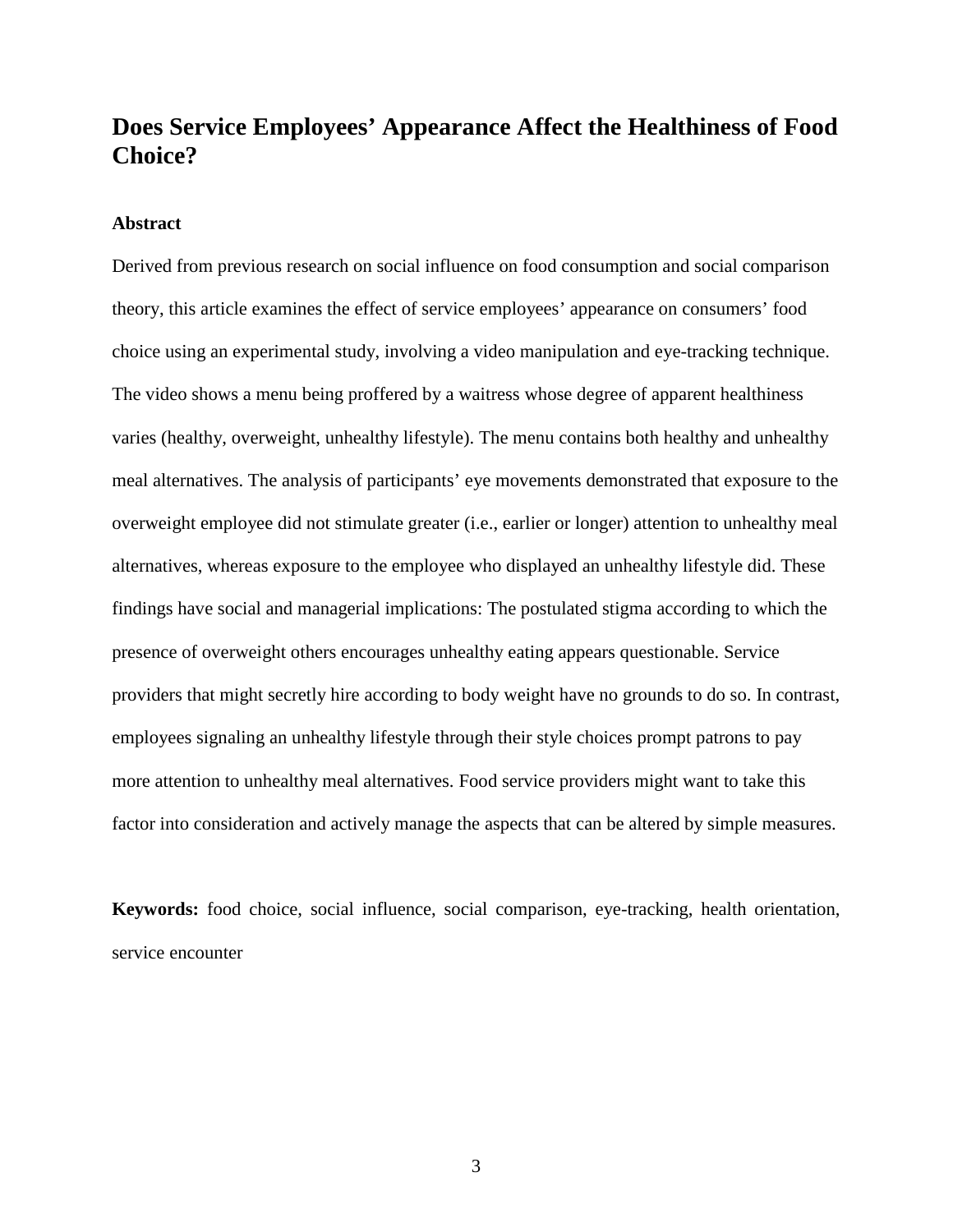# Does Service Employees' Appearance Affect the Healthiness of Food Choice?

### Abstract

Derived from previous research on social influence on food consumption and social comparison theory, this article examines the effect of service employees' appearance on consumers' food choice using an experimental study, involving a video manipulation and eye-tracking technique. The video shows a menu being proffered by a waitress whose degree of apparent healthiness varies (healthy, overweight, unhealthy lifestyle). The menu contains both healthy and unhealthy meal alternatives. The analysis of participants' eye movements demonstrated that exposure to the overweight employee did not stimulate greater (i.e., earlier or longer) attention to unhealthy meal alternatives, whereas exposure to the employee who displayed an unhealthy lifestyle did. These findings have social and managerial implications: The postulated stigma according to which the presence of overweight others encourages unhealthy eating appears questionable. Service providers that might secretly hire according to body weight have no grounds to do so. In contrast, employees signaling an unhealthy lifestyle through their style choices prompt patrons to pay more attention to unhealthy meal alternatives. Food service providers might want to take this factor into consideration and actively manage the aspects that can be altered by simple measures.

**Keywords:** food choice, social influence, social comparison, eye-tracking, health orientation, service encounter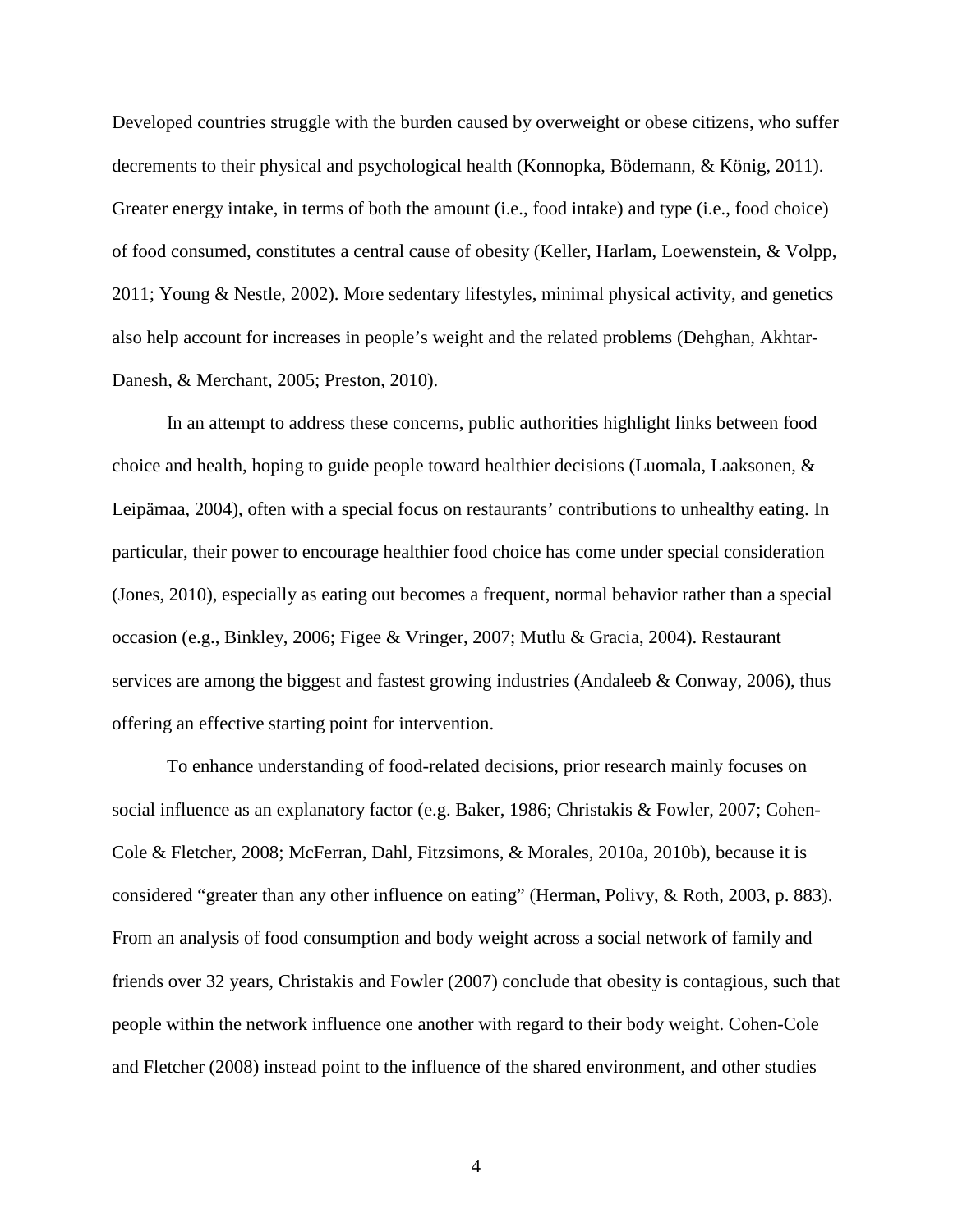Developed countries struggle with the burden caused by overweight or obese citizens, who suffer decrements to their physical and psychological health (Konnopka, Bödemann, & König, 2011). Greater energy intake, in terms of both the amount (i.e., food intake) and type (i.e., food choice) of food consumed, constitutes a central cause of obesity (Keller, Harlam, Loewenstein, & Volpp, 2011; Young & Nestle, 2002). More sedentary lifestyles, minimal physical activity, and genetics also help account for increases in people's weight and the related problems (Dehghan, Akhtar-Danesh, & Merchant, 2005; Preston, 2010).

In an attempt to address these concerns, public authorities highlight links between food choice and health, hoping to guide people toward healthier decisions (Luomala, Laaksonen, & Leipämaa, 2004), often with a special focus on restaurants' contributions to unhealthy eating. In particular, their power to encourage healthier food choice has come under special consideration (Jones, 2010), especially as eating out becomes a frequent, normal behavior rather than a special occasion (e.g., Binkley, 2006; Figee & Vringer, 2007; Mutlu & Gracia, 2004). Restaurant services are among the biggest and fastest growing industries (Andaleeb & Conway, 2006), thus offering an effective starting point for intervention.

To enhance understanding of food-related decisions, prior research mainly focuses on social influence as an explanatory factor (e.g. Baker, 1986; Christakis & Fowler, 2007; Cohen-Cole & Fletcher, 2008; McFerran, Dahl, Fitzsimons, & Morales, 2010a, 2010b), because it is considered "greater than any other influence on eating" (Herman, Polivy, & Roth, 2003, p. 883). From an analysis of food consumption and body weight across a social network of family and friends over 32 years, Christakis and Fowler (2007) conclude that obesity is contagious, such that people within the network influence one another with regard to their body weight. Cohen-Cole and Fletcher (2008) instead point to the influence of the shared environment, and other studies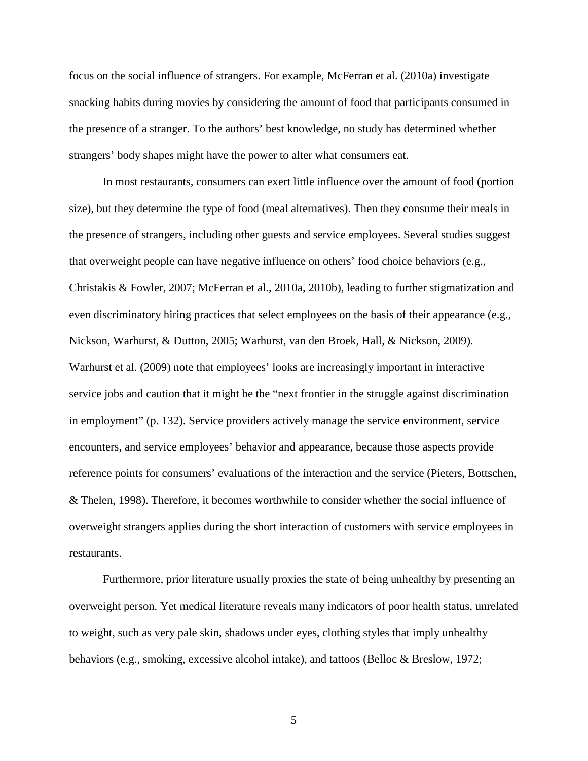focus on the social influence of strangers. For example, McFerran et al. (2010a) investigate snacking habits during movies by considering the amount of food that participants consumed in the presence of a stranger. To the authors' best knowledge, no study has determined whether strangers' body shapes might have the power to alter what consumers eat.

In most restaurants, consumers can exert little influence over the amount of food (portion size), but they determine the type of food (meal alternatives). Then they consume their meals in the presence of strangers, including other guests and service employees. Several studies suggest that overweight people can have negative influence on others' food choice behaviors (e.g., Christakis & Fowler, 2007; McFerran et al., 2010a, 2010b), leading to further stigmatization and even discriminatory hiring practices that select employees on the basis of their appearance (e.g., Nickson, Warhurst, & Dutton, 2005; Warhurst, van den Broek, Hall, & Nickson, 2009). Warhurst et al. (2009) note that employees' looks are increasingly important in interactive service jobs and caution that it might be the "next frontier in the struggle against discrimination in employment" (p. 132). Service providers actively manage the service environment, service encounters, and service employees' behavior and appearance, because those aspects provide reference points for consumers' evaluations of the interaction and the service (Pieters, Bottschen, & Thelen, 1998). Therefore, it becomes worthwhile to consider whether the social influence of overweight strangers applies during the short interaction of customers with service employees in restaurants.

Furthermore, prior literature usually proxies the state of being unhealthy by presenting an overweight person. Yet medical literature reveals many indicators of poor health status, unrelated to weight, such as very pale skin, shadows under eyes, clothing styles that imply unhealthy behaviors (e.g., smoking, excessive alcohol intake), and tattoos (Belloc & Breslow, 1972;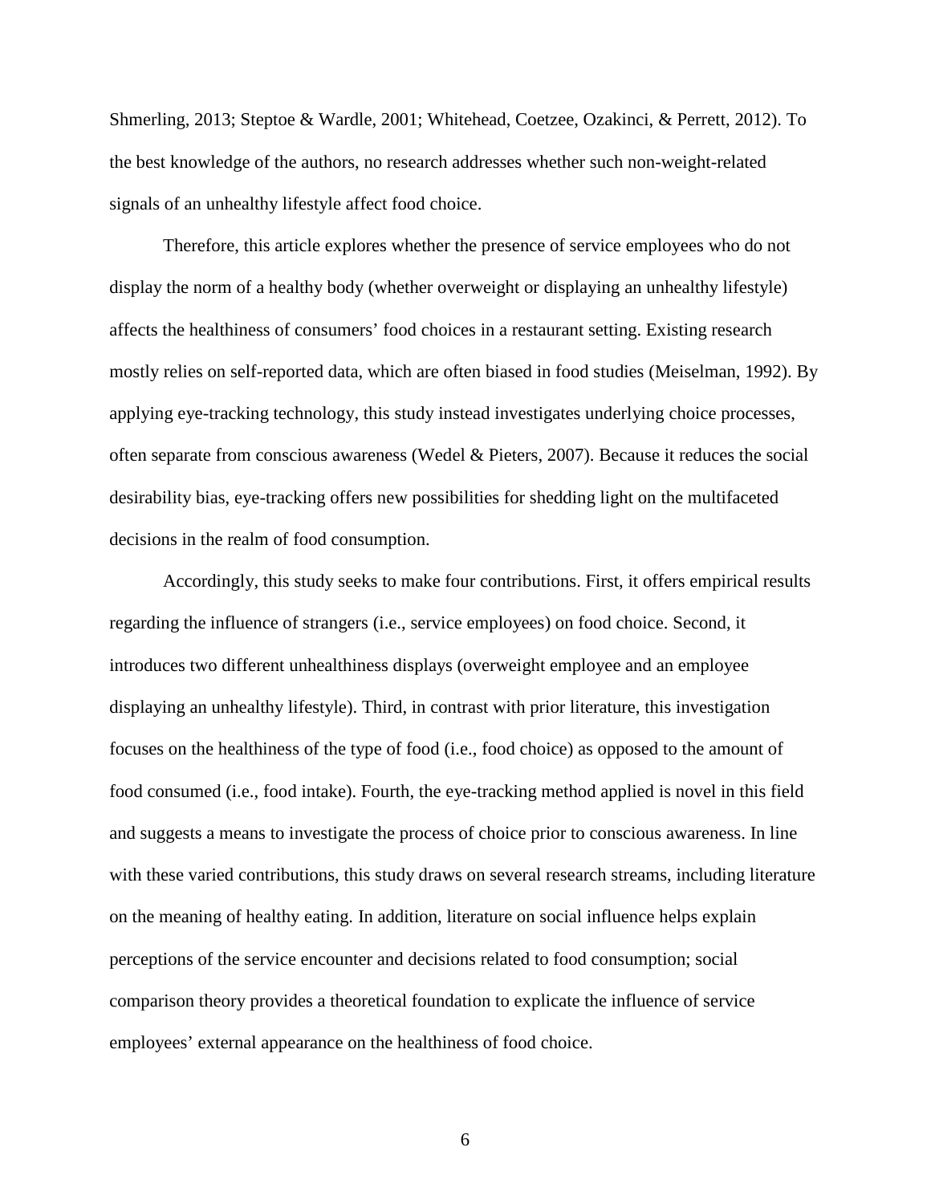Shmerling, 2013; Steptoe & Wardle, 2001; Whitehead, Coetzee, Ozakinci, & Perrett, 2012). To the best knowledge of the authors, no research addresses whether such non-weight-related signals of an unhealthy lifestyle affect food choice.

Therefore, this article explores whether the presence of service employees who do not display the norm of a healthy body (whether overweight or displaying an unhealthy lifestyle) affects the healthiness of consumers' food choices in a restaurant setting. Existing research mostly relies on self-reported data, which are often biased in food studies (Meiselman, 1992). By applying eye-tracking technology, this study instead investigates underlying choice processes, often separate from conscious awareness (Wedel & Pieters, 2007). Because it reduces the social desirability bias, eye-tracking offers new possibilities for shedding light on the multifaceted decisions in the realm of food consumption.

Accordingly, this study seeks to make four contributions. First, it offers empirical results regarding the influence of strangers (i.e., service employees) on food choice. Second, it introduces two different unhealthiness displays (overweight employee and an employee displaying an unhealthy lifestyle). Third, in contrast with prior literature, this investigation focuses on the healthiness of the type of food (i.e., food choice) as opposed to the amount of food consumed (i.e., food intake). Fourth, the eye-tracking method applied is novel in this field and suggests a means to investigate the process of choice prior to conscious awareness. In line with these varied contributions, this study draws on several research streams, including literature on the meaning of healthy eating. In addition, literature on social influence helps explain perceptions of the service encounter and decisions related to food consumption; social comparison theory provides a theoretical foundation to explicate the influence of service employees' external appearance on the healthiness of food choice.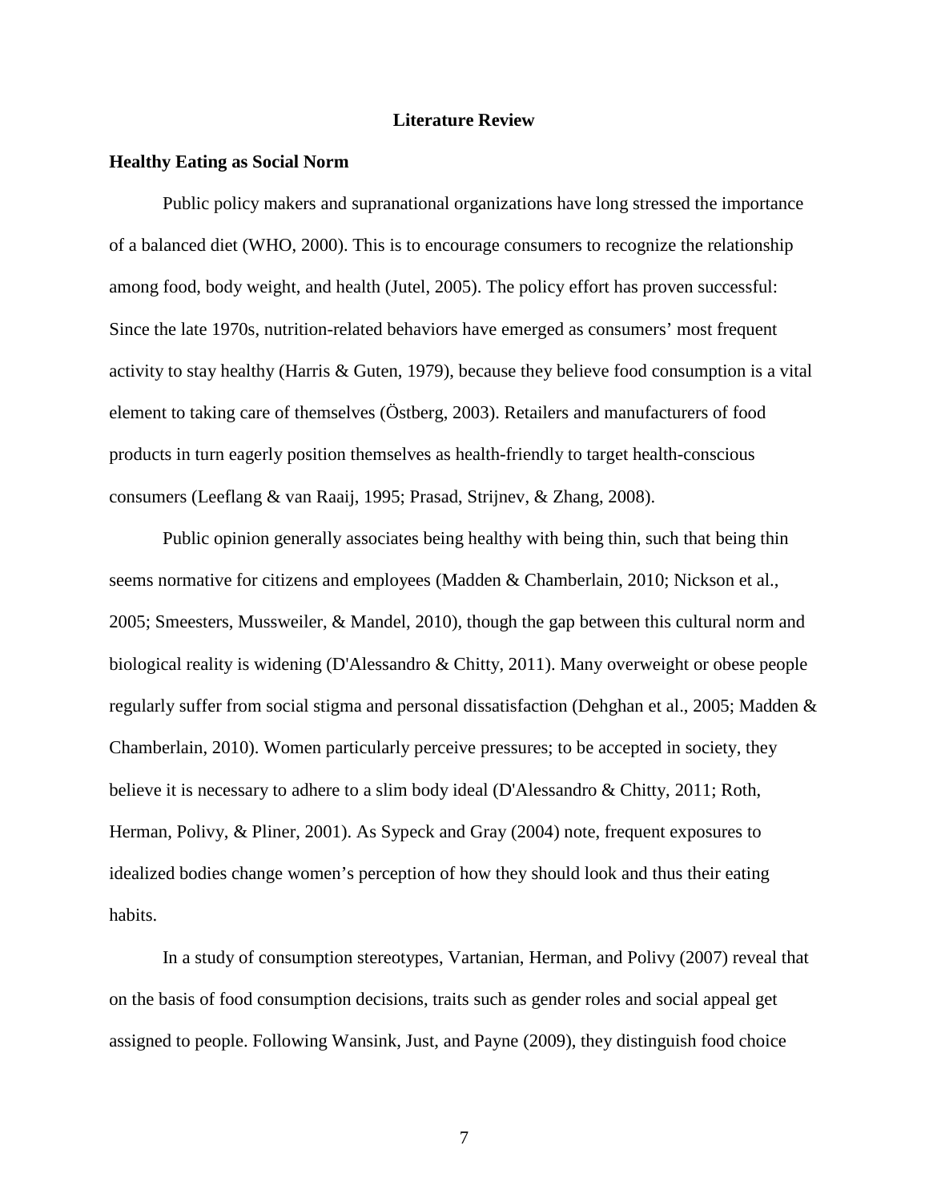# Literature Review

## Healthy Eating as Social Norm

Public policy makers and supranational organizations have long stressed the importance of a balanced diet (WHO, 2000). This is to encourage consumers to recognize the relationship among food, body weight, and health (Jutel, 2005). The policy effort has proven successful: Since the late 1970s, nutrition-related behaviors have emerged as consumers' most frequent activity to stay healthy (Harris & Guten, 1979), because they believe food consumption is a vital element to taking care of themselves (Östberg, 2003). Retailers and manufacturers of food products in turn eagerly position themselves as health-friendly to target health-conscious consumers (Leeflang & van Raaij, 1995; Prasad, Strijnev, & Zhang, 2008).

Public opinion generally associates being healthy with being thin, such that being thin seems normative for citizens and employees (Madden & Chamberlain, 2010; Nickson et al., 2005; Smeesters, Mussweiler, & Mandel, 2010), though the gap between this cultural norm and biological reality is widening (D'Alessandro & Chitty, 2011). Many overweight or obese people regularly suffer from social stigma and personal dissatisfaction (Dehghan et al., 2005; Madden & Chamberlain, 2010). Women particularly perceive pressures; to be accepted in society, they believe it is necessary to adhere to a slim body ideal (D'Alessandro & Chitty, 2011; Roth, Herman, Polivy, & Pliner, 2001). As Sypeck and Gray (2004) note, frequent exposures to idealized bodies change women's perception of how they should look and thus their eating habits.

In a study of consumption stereotypes, Vartanian, Herman, and Polivy (2007) reveal that on the basis of food consumption decisions, traits such as gender roles and social appeal get assigned to people. Following Wansink, Just, and Payne (2009), they distinguish food choice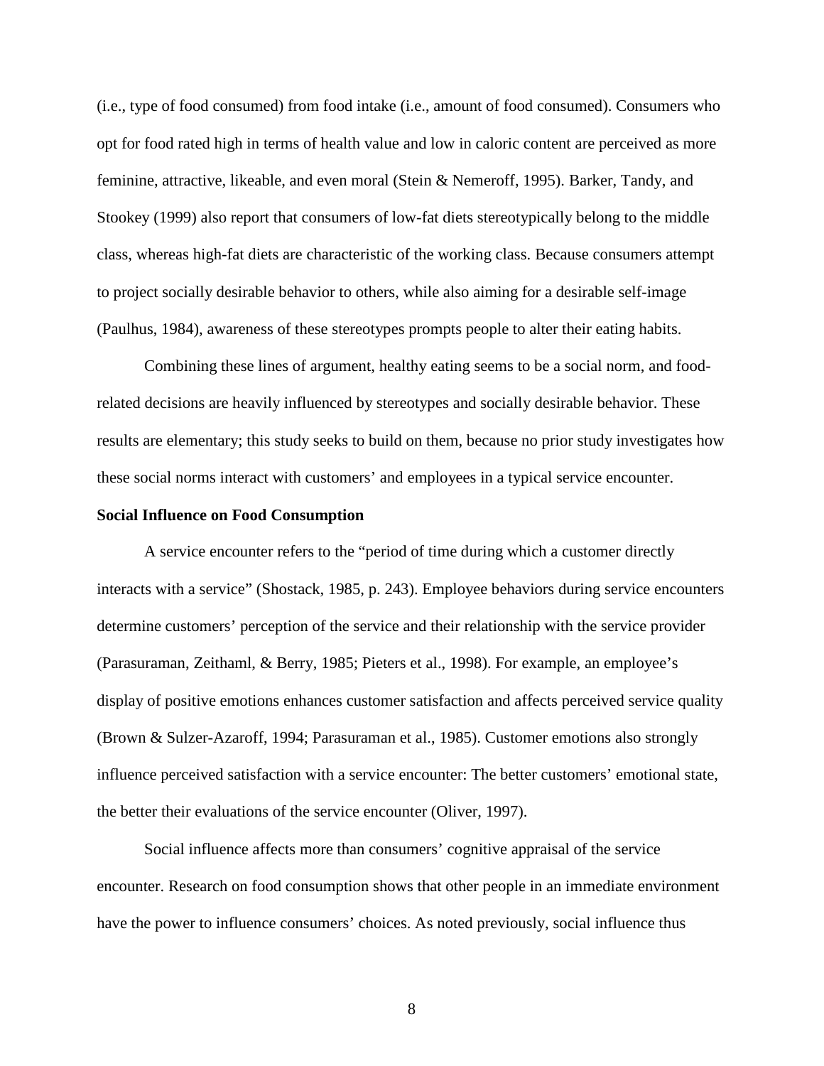(i.e., type of food consumed) from food intake (i.e., amount of food consumed). Consumers who opt for food rated high in terms of health value and low in caloric content are perceived as more feminine, attractive, likeable, and even moral (Stein & Nemeroff, 1995). Barker, Tandy, and Stookey (1999) also report that consumers of low-fat diets stereotypically belong to the middle class, whereas high-fat diets are characteristic of the working class. Because consumers attempt to project socially desirable behavior to others, while also aiming for a desirable self-image (Paulhus, 1984), awareness of these stereotypes prompts people to alter their eating habits.

Combining these lines of argument, healthy eating seems to be a social norm, and food-related decisions are heavily influenced by stereotypes and socially desirable behavior. These results are elementary; this study seeks to build on them, because no prior study investigates how these social norms interact with customers' and employees in a typical service encounter.

**Social Influence on Food Consumption**

A service encounter refers to the "period of time during which a customer directly interacts with a service" (Shostack, 1985, p. 243). Employee behaviors during service encounters determine customers' perception of the service and their relationship with the service provider (Parasuraman, Zeithaml, & Berry, 1985; Pieters et al., 1998). For example, an employee's display of positive emotions enhances customer satisfaction and affects perceived service quality (Brown & Sulzer-Azaroff, 1994; Parasuraman et al., 1985). Customer emotions also strongly influence perceived satisfaction with a service encounter: The better customers' emotional state, the better their evaluations of the service encounter (Oliver, 1997).

Social influence affects more than consumers' cognitive appraisal of the service encounter. Research on food consumption shows that other people in an immediate environment have the power to influence consumers' choices. As noted previously, social influence thus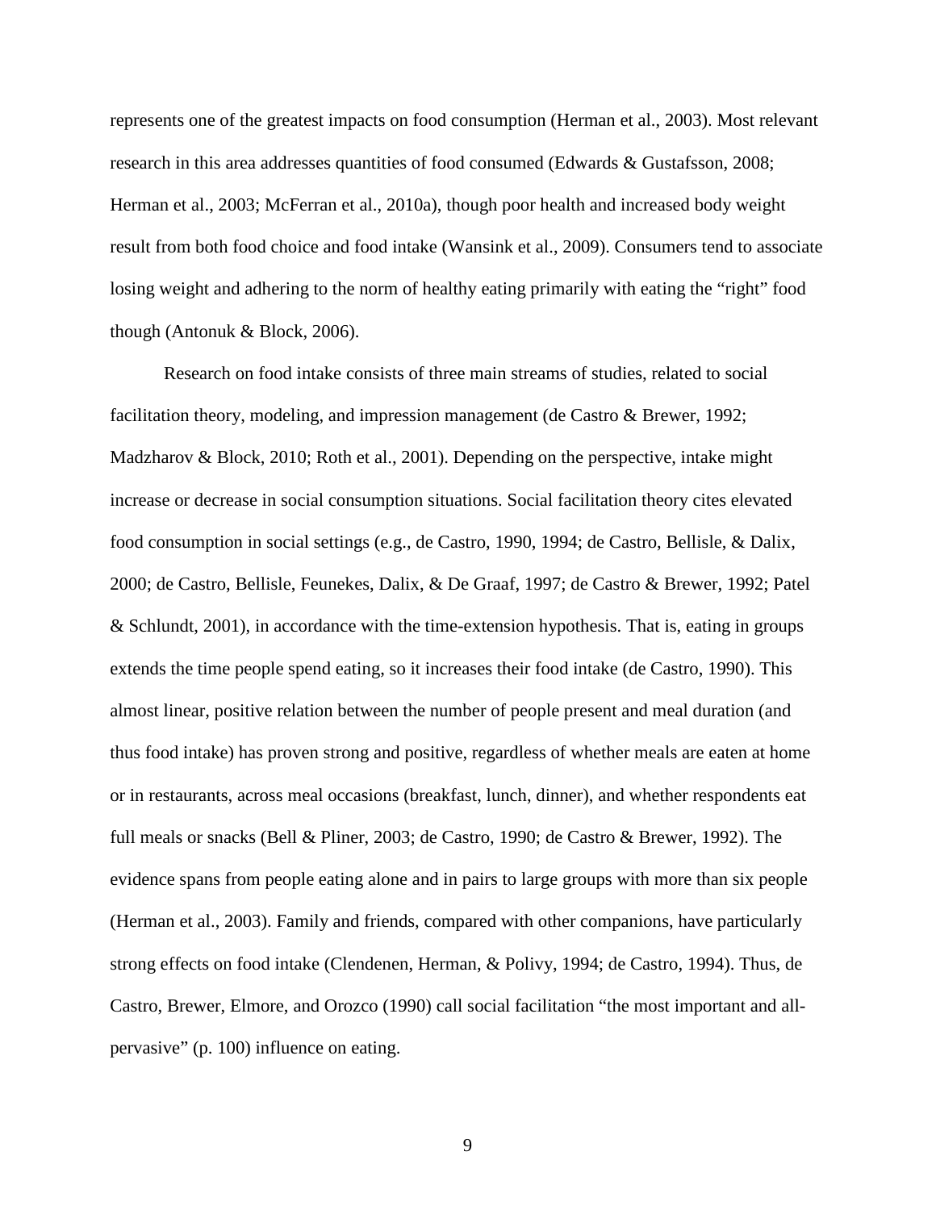represents one of the greatest impacts on food consumption (Herman et al., 2003). Most relevant research in this area addresses quantities of food consumed (Edwards & Gustafsson, 2008; Herman et al., 2003; McFerran et al., 2010a), though poor health and increased body weight result from both food choice and food intake (Wansink et al., 2009). Consumers tend to associate losing weight and adhering to the norm of healthy eating primarily with eating the "right" food though (Antonuk & Block, 2006).

Research on food intake consists of three main streams of studies, related to social facilitation theory, modeling, and impression management (de Castro & Brewer, 1992; Madzharov & Block, 2010; Roth et al., 2001). Depending on the perspective, intake might increase or decrease in social consumption situations. Social facilitation theory cites elevated food consumption in social settings (e.g., de Castro, 1990, 1994; de Castro, Bellisle, & Dalix, 2000; de Castro, Bellisle, Feunekes, Dalix, & De Graaf, 1997; de Castro & Brewer, 1992; Patel & Schlundt, 2001), in accordance with the time-extension hypothesis. That is, eating in groups extends the time people spend eating, so it increases their food intake (de Castro, 1990). This almost linear, positive relation between the number of people present and meal duration (and thus food intake) has proven strong and positive, regardless of whether meals are eaten at home or in restaurants, across meal occasions (breakfast, lunch, dinner), and whether respondents eat full meals or snacks (Bell & Pliner, 2003; de Castro, 1990; de Castro & Brewer, 1992). The evidence spans from people eating alone and in pairs to large groups with more than six people (Herman et al., 2003). Family and friends, compared with other companions, have particularly strong effects on food intake (Clendenen, Herman, & Polivy, 1994; de Castro, 1994). Thus, de Castro, Brewer, Elmore, and Orozco (1990) call social facilitation "the most important and all-pervasive" (p. 100) influence on eating.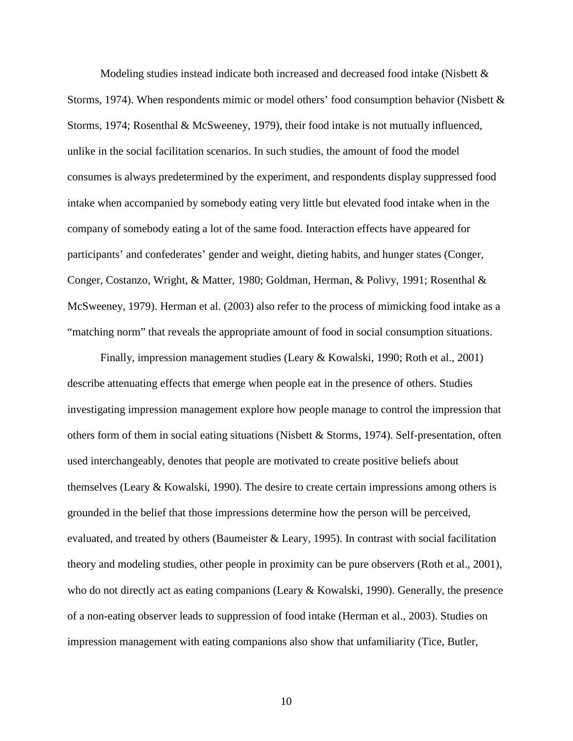Modeling studies instead indicate both increased and decreased food intake (Nisbett & Storms, 1974). When respondents mimic or model others' food consumption behavior (Nisbett & Storms, 1974; Rosenthal & McSweeney, 1979), their food intake is not mutually influenced, unlike in the social facilitation scenarios. In such studies, the amount of food the model consumes is always predetermined by the experiment, and respondents display suppressed food intake when accompanied by somebody eating very little but elevated food intake when in the company of somebody eating a lot of the same food. Interaction effects have appeared for participants' and confederates' gender and weight, dieting habits, and hunger states (Conger, Conger, Costanzo, Wright, & Matter, 1980; Goldman, Herman, & Polivy, 1991; Rosenthal & McSweeney, 1979). Herman et al. (2003) also refer to the process of mimicking food intake as a "matching norm" that reveals the appropriate amount of food in social consumption situations.

Finally, impression management studies (Leary & Kowalski, 1990; Roth et al., 2001) describe attenuating effects that emerge when people eat in the presence of others. Studies investigating impression management explore how people manage to control the impression that others form of them in social eating situations (Nisbett & Storms, 1974). Self-presentation, often used interchangeably, denotes that people are motivated to create positive beliefs about themselves (Leary & Kowalski, 1990). The desire to create certain impressions among others is grounded in the belief that those impressions determine how the person will be perceived, evaluated, and treated by others (Baumeister & Leary, 1995). In contrast with social facilitation theory and modeling studies, other people in proximity can be pure observers (Roth et al., 2001), who do not directly act as eating companions (Leary & Kowalski, 1990). Generally, the presence of a non-eating observer leads to suppression of food intake (Herman et al., 2003). Studies on impression management with eating companions also show that unfamiliarity (Tice, Butler,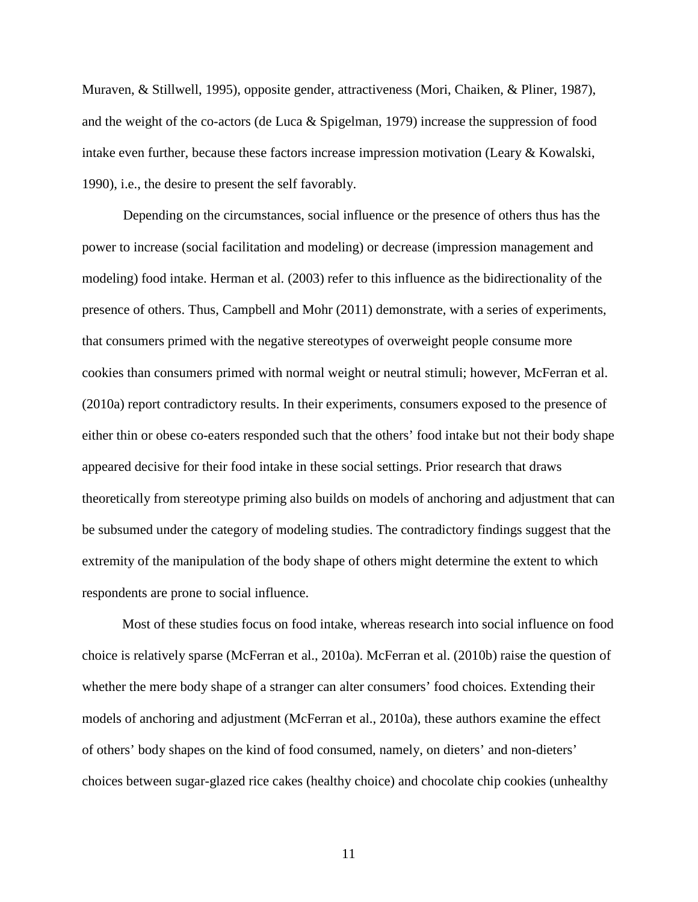Muraven, & Stillwell, 1995), opposite gender, attractiveness (Mori, Chaiken, & Pliner, 1987), and the weight of the co-actors (de Luca & Spigelman, 1979) increase the suppression of food intake even further, because these factors increase impression motivation (Leary & Kowalski, 1990), i.e., the desire to present the self favorably.

Depending on the circumstances, social influence or the presence of others thus has the power to increase (social facilitation and modeling) or decrease (impression management and modeling) food intake. Herman et al. (2003) refer to this influence as the bidirectionality of the presence of others. Thus, Campbell and Mohr (2011) demonstrate, with a series of experiments, that consumers primed with the negative stereotypes of overweight people consume more cookies than consumers primed with normal weight or neutral stimuli; however, McFerran et al. (2010a) report contradictory results. In their experiments, consumers exposed to the presence of either thin or obese co-eaters responded such that the others' food intake but not their body shape appeared decisive for their food intake in these social settings. Prior research that draws theoretically from stereotype priming also builds on models of anchoring and adjustment that can be subsumed under the category of modeling studies. The contradictory findings suggest that the extremity of the manipulation of the body shape of others might determine the extent to which respondents are prone to social influence.

Most of these studies focus on food intake, whereas research into social influence on food choice is relatively sparse (McFerran et al., 2010a). McFerran et al. (2010b) raise the question of whether the mere body shape of a stranger can alter consumers' food choices. Extending their models of anchoring and adjustment (McFerran et al., 2010a), these authors examine the effect of others' body shapes on the kind of food consumed, namely, on dieters' and non-dieters' choices between sugar-glazed rice cakes (healthy choice) and chocolate chip cookies (unhealthy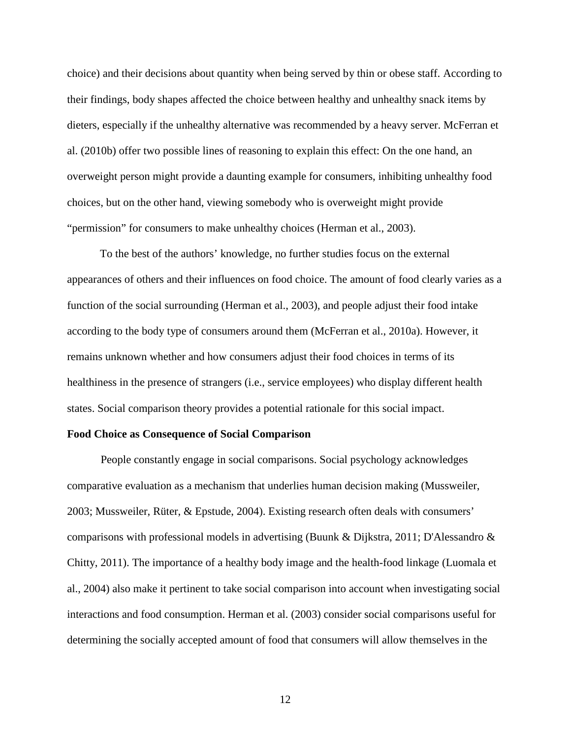choice) and their decisions about quantity when being served by thin or obese staff. According to their findings, body shapes affected the choice between healthy and unhealthy snack items by dieters, especially if the unhealthy alternative was recommended by a heavy server. McFerran et al. (2010b) offer two possible lines of reasoning to explain this effect: On the one hand, an overweight person might provide a daunting example for consumers, inhibiting unhealthy food choices, but on the other hand, viewing somebody who is overweight might provide "permission" for consumers to make unhealthy choices (Herman et al., 2003).

To the best of the authors' knowledge, no further studies focus on the external appearances of others and their influences on food choice. The amount of food clearly varies as a function of the social surrounding (Herman et al., 2003), and people adjust their food intake according to the body type of consumers around them (McFerran et al., 2010a). However, it remains unknown whether and how consumers adjust their food choices in terms of its healthiness in the presence of strangers (i.e., service employees) who display different health states. Social comparison theory provides a potential rationale for this social impact.

**Food Choice as Consequence of Social Comparison**

People constantly engage in social comparisons. Social psychology acknowledges comparative evaluation as a mechanism that underlies human decision making (Mussweiler, 2003; Mussweiler, Rüter, & Epstude, 2004). Existing research often deals with consumers' comparisons with professional models in advertising (Buunk & Dijkstra, 2011; D'Alessandro & Chitty, 2011). The importance of a healthy body image and the health-food linkage (Luomala et al., 2004) also make it pertinent to take social comparison into account when investigating social interactions and food consumption. Herman et al. (2003) consider social comparisons useful for determining the socially accepted amount of food that consumers will allow themselves in the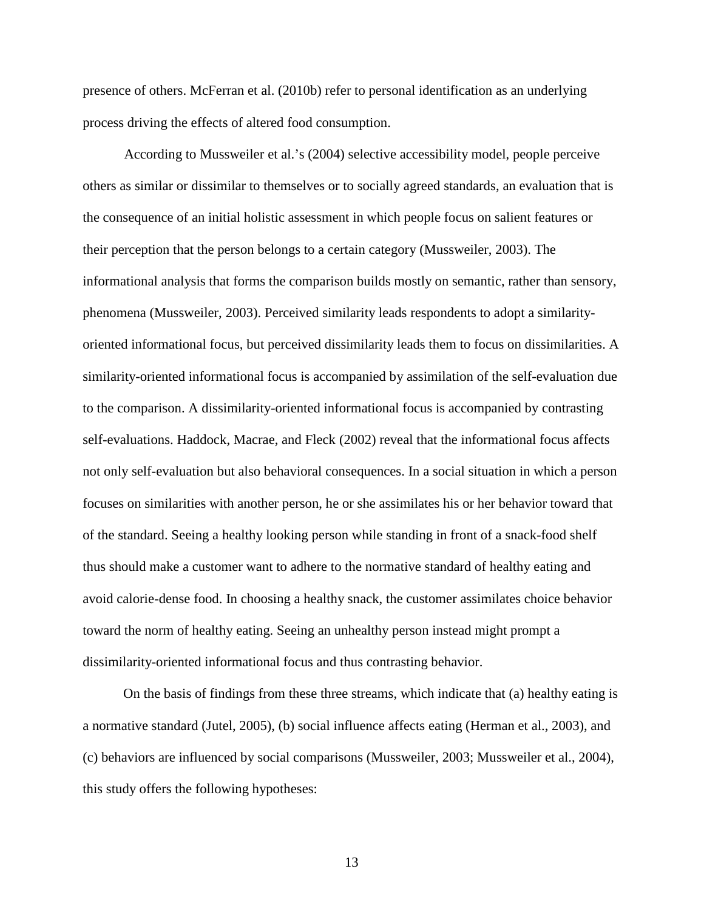presence of others. McFerran et al. (2010b) refer to personal identification as an underlying process driving the effects of altered food consumption.

According to Mussweiler et al.'s (2004) selective accessibility model, people perceive others as similar or dissimilar to themselves or to socially agreed standards, an evaluation that is the consequence of an initial holistic assessment in which people focus on salient features or their perception that the person belongs to a certain category (Mussweiler, 2003). The informational analysis that forms the comparison builds mostly on semantic, rather than sensory, phenomena (Mussweiler, 2003). Perceived similarity leads respondents to adopt a similarity-oriented informational focus, but perceived dissimilarity leads them to focus on dissimilarities. A similarity-oriented informational focus is accompanied by assimilation of the self-evaluation due to the comparison. A dissimilarity-oriented informational focus is accompanied by contrasting self-evaluations. Haddock, Macrae, and Fleck (2002) reveal that the informational focus affects not only self-evaluation but also behavioral consequences. In a social situation in which a person focuses on similarities with another person, he or she assimilates his or her behavior toward that of the standard. Seeing a healthy looking person while standing in front of a snack-food shelf thus should make a customer want to adhere to the normative standard of healthy eating and avoid calorie-dense food. In choosing a healthy snack, the customer assimilates choice behavior toward the norm of healthy eating. Seeing an unhealthy person instead might prompt a dissimilarity-oriented informational focus and thus contrasting behavior.

On the basis of findings from these three streams, which indicate that (a) healthy eating is a normative standard (Jutel, 2005), (b) social influence affects eating (Herman et al., 2003), and (c) behaviors are influenced by social comparisons (Mussweiler, 2003; Mussweiler et al., 2004), this study offers the following hypotheses: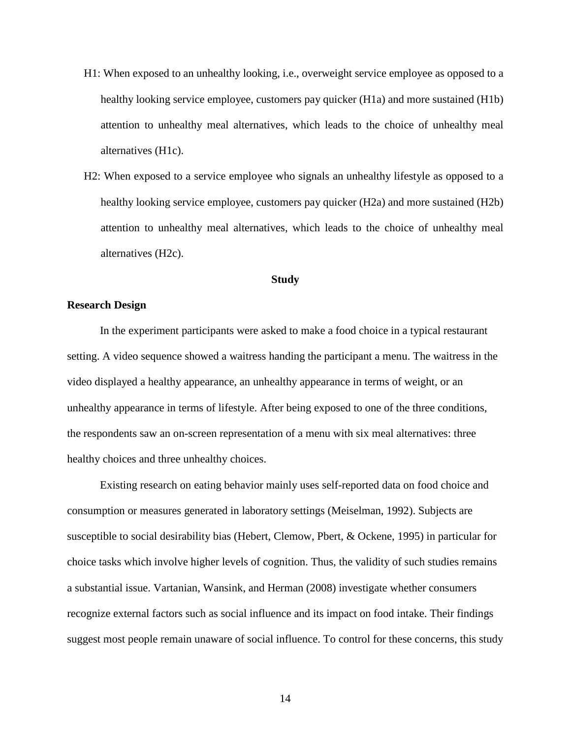H1: When exposed to an unhealthy looking, i.e., overweight service employee as opposed to a healthy looking service employee, customers pay quicker (H1a) and more sustained (H1b) attention to unhealthy meal alternatives, which leads to the choice of unhealthy meal alternatives (H1c).

H2: When exposed to a service employee who signals an unhealthy lifestyle as opposed to a healthy looking service employee, customers pay quicker (H2a) and more sustained (H2b) attention to unhealthy meal alternatives, which leads to the choice of unhealthy meal alternatives (H2c).

## Study

### Research Design

In the experiment participants were asked to make a food choice in a typical restaurant setting. A video sequence showed a waitress handing the participant a menu. The waitress in the video displayed a healthy appearance, an unhealthy appearance in terms of weight, or an unhealthy appearance in terms of lifestyle. After being exposed to one of the three conditions, the respondents saw an on-screen representation of a menu with six meal alternatives: three healthy choices and three unhealthy choices.

Existing research on eating behavior mainly uses self-reported data on food choice and consumption or measures generated in laboratory settings (Meiselman, 1992). Subjects are susceptible to social desirability bias (Hebert, Clemow, Pbert, & Ockene, 1995) in particular for choice tasks which involve higher levels of cognition. Thus, the validity of such studies remains a substantial issue. Vartanian, Wansink, and Herman (2008) investigate whether consumers recognize external factors such as social influence and its impact on food intake. Their findings suggest most people remain unaware of social influence. To control for these concerns, this study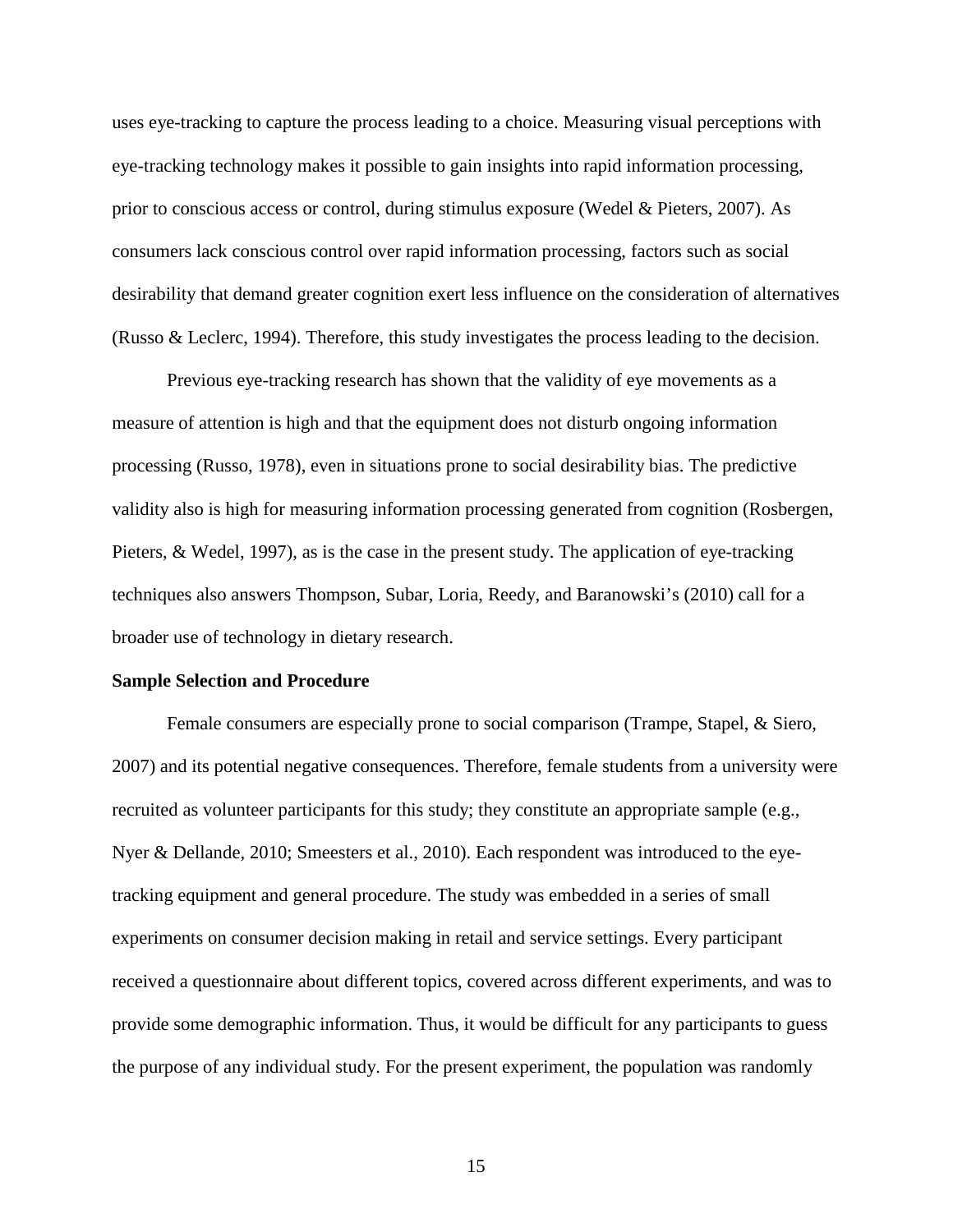uses eye-tracking to capture the process leading to a choice. Measuring visual perceptions with eye-tracking technology makes it possible to gain insights into rapid information processing, prior to conscious access or control, during stimulus exposure (Wedel & Pieters, 2007). As consumers lack conscious control over rapid information processing, factors such as social desirability that demand greater cognition exert less influence on the consideration of alternatives (Russo & Leclerc, 1994). Therefore, this study investigates the process leading to the decision.

Previous eye-tracking research has shown that the validity of eye movements as a measure of attention is high and that the equipment does not disturb ongoing information processing (Russo, 1978), even in situations prone to social desirability bias. The predictive validity also is high for measuring information processing generated from cognition (Rosbergen, Pieters, & Wedel, 1997), as is the case in the present study. The application of eye-tracking techniques also answers Thompson, Subar, Loria, Reedy, and Baranowski's (2010) call for a broader use of technology in dietary research.

**Sample Selection and Procedure**

Female consumers are especially prone to social comparison (Trampe, Stapel, & Siero, 2007) and its potential negative consequences. Therefore, female students from a university were recruited as volunteer participants for this study; they constitute an appropriate sample (e.g., Nyer & Dellande, 2010; Smeesters et al., 2010). Each respondent was introduced to the eye-tracking equipment and general procedure. The study was embedded in a series of small experiments on consumer decision making in retail and service settings. Every participant received a questionnaire about different topics, covered across different experiments, and was to provide some demographic information. Thus, it would be difficult for any participants to guess the purpose of any individual study. For the present experiment, the population was randomly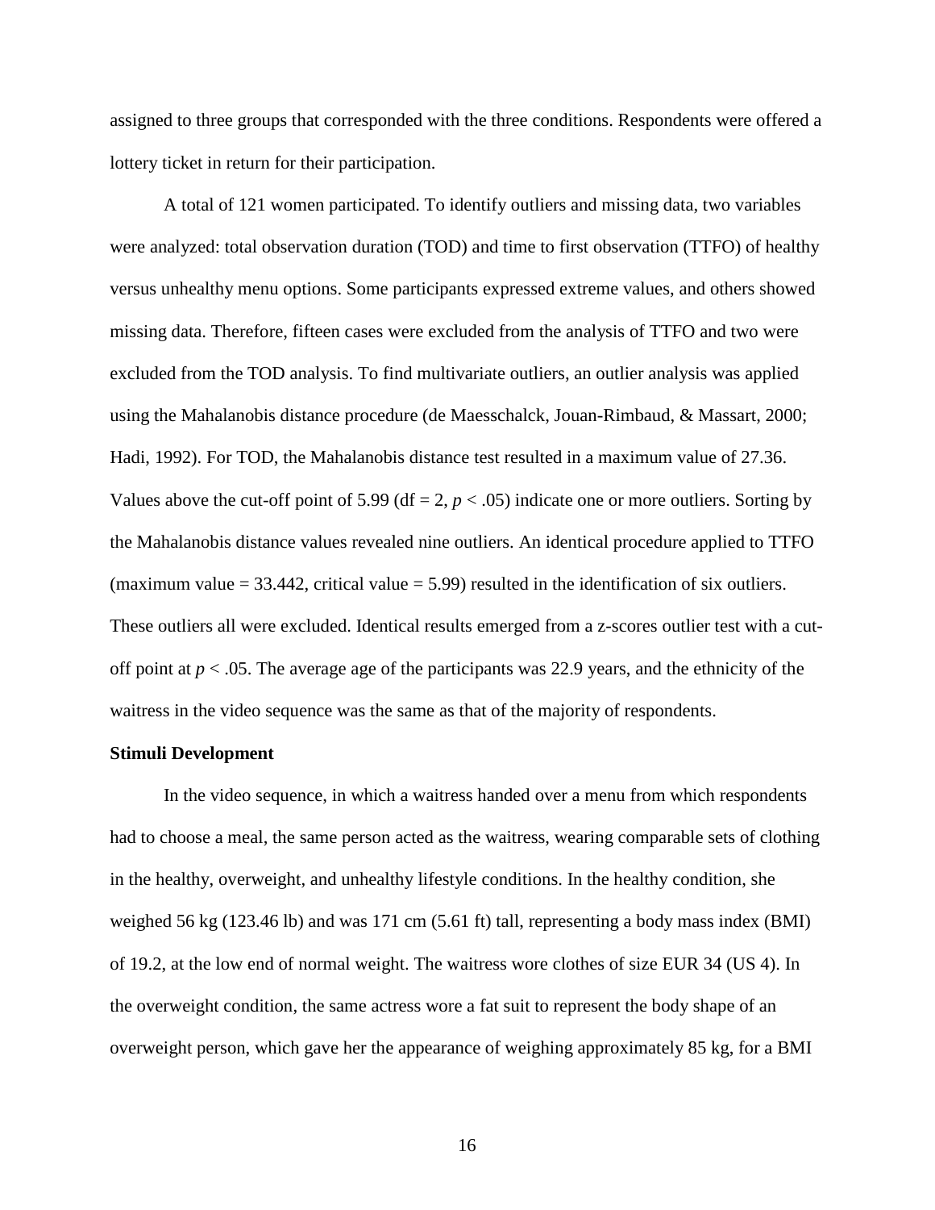assigned to three groups that corresponded with the three conditions. Respondents were offered a lottery ticket in return for their participation.

A total of 121 women participated. To identify outliers and missing data, two variables were analyzed: total observation duration (TOD) and time to first observation (TTFO) of healthy versus unhealthy menu options. Some participants expressed extreme values, and others showed missing data. Therefore, fifteen cases were excluded from the analysis of TTFO and two were excluded from the TOD analysis. To find multivariate outliers, an outlier analysis was applied using the Mahalanobis distance procedure (de Maesschalck, Jouan-Rimbaud, & Massart, 2000; Hadi, 1992). For TOD, the Mahalanobis distance test resulted in a maximum value of 27.36. Values above the cut-off point of 5.99 (df = 2, $p < .05$) indicate one or more outliers. Sorting by the Mahalanobis distance values revealed nine outliers. An identical procedure applied to TTFO (maximum value = 33.442, critical value = 5.99) resulted in the identification of six outliers. These outliers all were excluded. Identical results emerged from a z-scores outlier test with a cut-off point at $p < .05$. The average age of the participants was 22.9 years, and the ethnicity of the waitress in the video sequence was the same as that of the majority of respondents.

### Stimuli Development

In the video sequence, in which a waitress handed over a menu from which respondents had to choose a meal, the same person acted as the waitress, wearing comparable sets of clothing in the healthy, overweight, and unhealthy lifestyle conditions. In the healthy condition, she weighed 56 kg (123.46 lb) and was 171 cm (5.61 ft) tall, representing a body mass index (BMI) of 19.2, at the low end of normal weight. The waitress wore clothes of size EUR 34 (US 4). In the overweight condition, the same actress wore a fat suit to represent the body shape of an overweight person, which gave her the appearance of weighing approximately 85 kg, for a BMI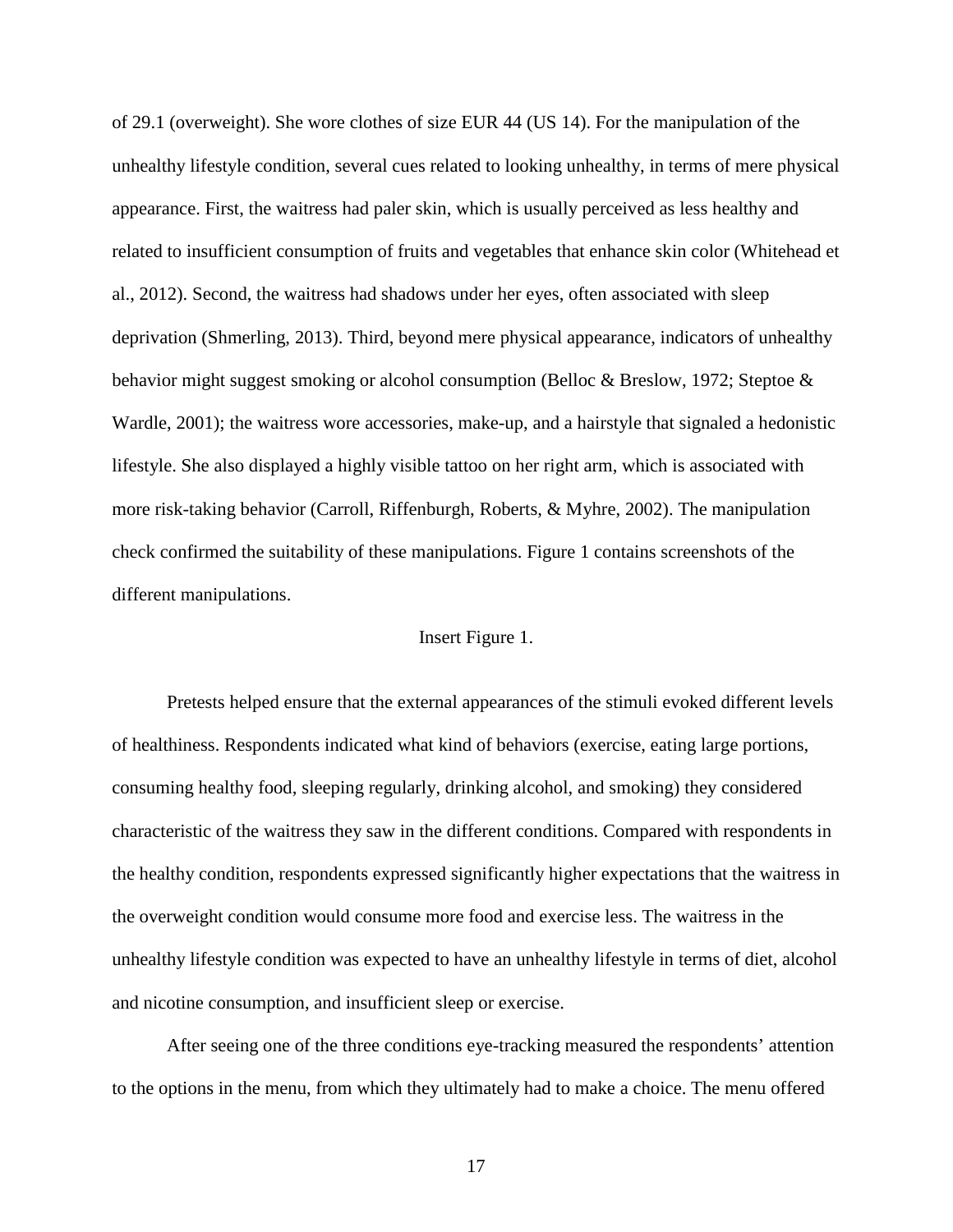of 29.1 (overweight). She wore clothes of size EUR 44 (US 14). For the manipulation of the unhealthy lifestyle condition, several cues related to looking unhealthy, in terms of mere physical appearance. First, the waitress had paler skin, which is usually perceived as less healthy and related to insufficient consumption of fruits and vegetables that enhance skin color (Whitehead et al., 2012). Second, the waitress had shadows under her eyes, often associated with sleep deprivation (Shmerling, 2013). Third, beyond mere physical appearance, indicators of unhealthy behavior might suggest smoking or alcohol consumption (Belloc & Breslow, 1972; Steptoe & Wardle, 2001); the waitress wore accessories, make-up, and a hairstyle that signaled a hedonistic lifestyle. She also displayed a highly visible tattoo on her right arm, which is associated with more risk-taking behavior (Carroll, Riffenburgh, Roberts, & Myhre, 2002). The manipulation check confirmed the suitability of these manipulations. Figure 1 contains screenshots of the different manipulations.

Insert Figure 1.

Pretests helped ensure that the external appearances of the stimuli evoked different levels of healthiness. Respondents indicated what kind of behaviors (exercise, eating large portions, consuming healthy food, sleeping regularly, drinking alcohol, and smoking) they considered characteristic of the waitress they saw in the different conditions. Compared with respondents in the healthy condition, respondents expressed significantly higher expectations that the waitress in the overweight condition would consume more food and exercise less. The waitress in the unhealthy lifestyle condition was expected to have an unhealthy lifestyle in terms of diet, alcohol and nicotine consumption, and insufficient sleep or exercise.

After seeing one of the three conditions eye-tracking measured the respondents' attention to the options in the menu, from which they ultimately had to make a choice. The menu offered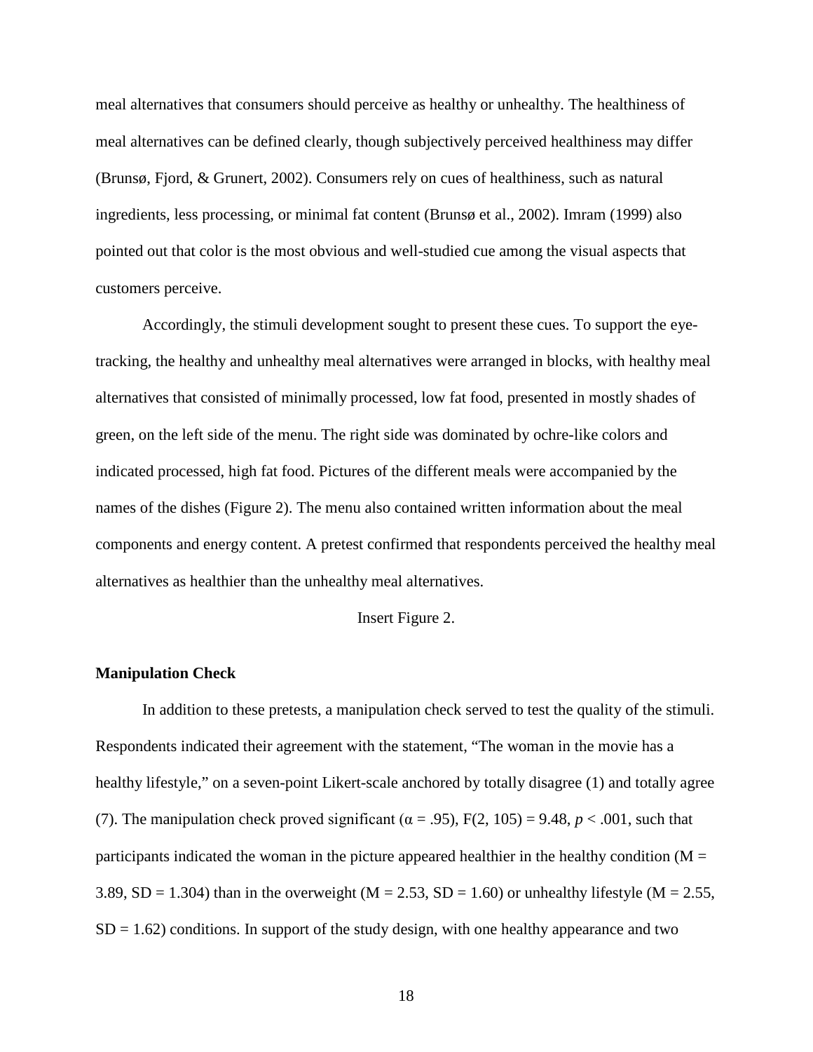meal alternatives that consumers should perceive as healthy or unhealthy. The healthiness of meal alternatives can be defined clearly, though subjectively perceived healthiness may differ (Brunsø, Fjord, & Grunert, 2002). Consumers rely on cues of healthiness, such as natural ingredients, less processing, or minimal fat content (Brunsø et al., 2002). Imram (1999) also pointed out that color is the most obvious and well-studied cue among the visual aspects that customers perceive.

Accordingly, the stimuli development sought to present these cues. To support the eye-tracking, the healthy and unhealthy meal alternatives were arranged in blocks, with healthy meal alternatives that consisted of minimally processed, low fat food, presented in mostly shades of green, on the left side of the menu. The right side was dominated by ochre-like colors and indicated processed, high fat food. Pictures of the different meals were accompanied by the names of the dishes (Figure 2). The menu also contained written information about the meal components and energy content. A pretest confirmed that respondents perceived the healthy meal alternatives as healthier than the unhealthy meal alternatives.

Insert Figure 2.

**Manipulation Check**

In addition to these pretests, a manipulation check served to test the quality of the stimuli. Respondents indicated their agreement with the statement, “The woman in the movie has a healthy lifestyle,” on a seven-point Likert-scale anchored by totally disagree (1) and totally agree (7). The manipulation check proved significant ($\alpha = .95$), $F(2, 105) = 9.48$, $p < .001$, such that participants indicated the woman in the picture appeared healthier in the healthy condition ($M = 3.89$, $SD = 1.304$) than in the overweight ($M = 2.53$, $SD = 1.60$) or unhealthy lifestyle ($M = 2.55$, $SD = 1.62$) conditions. In support of the study design, with one healthy appearance and two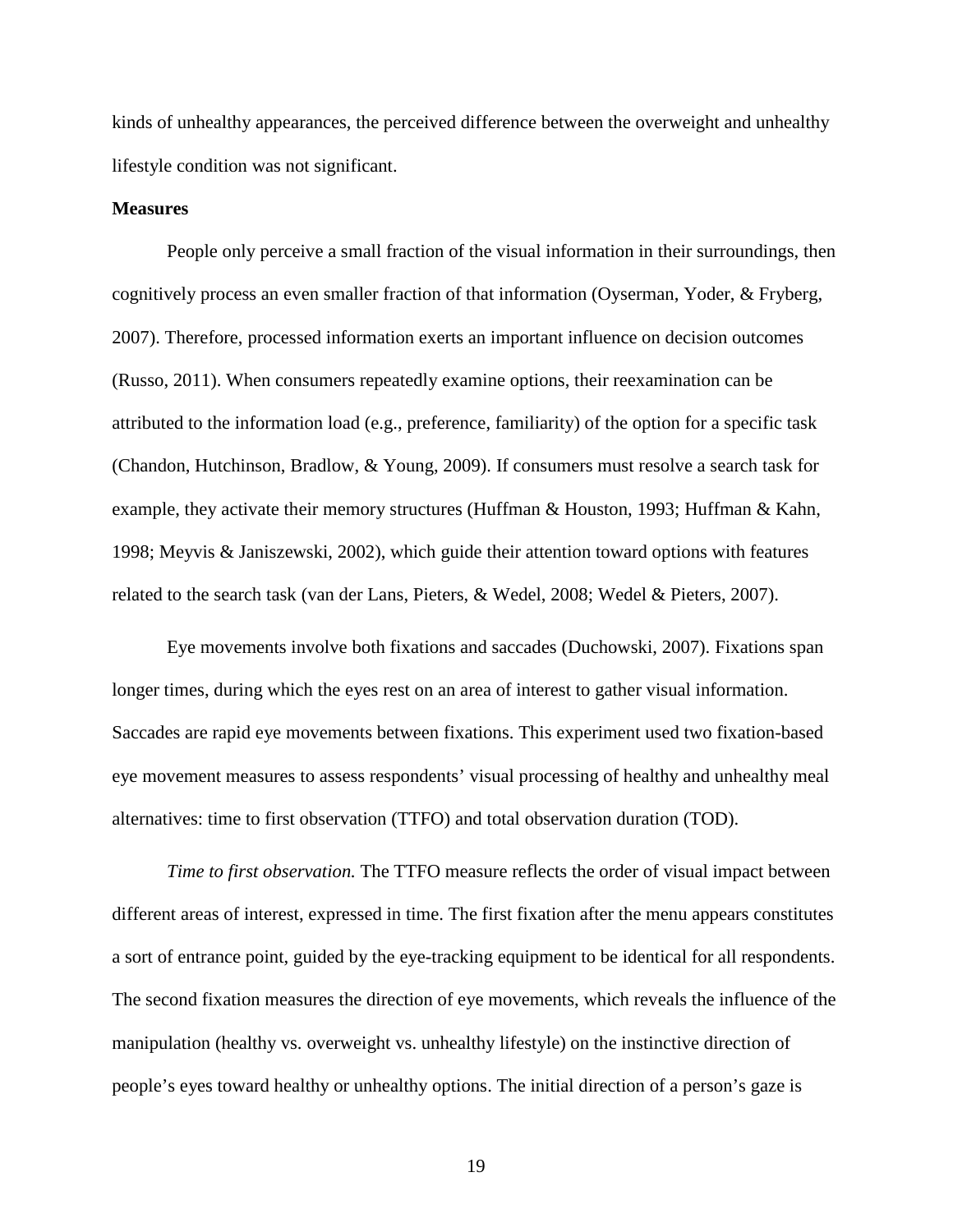kinds of unhealthy appearances, the perceived difference between the overweight and unhealthy lifestyle condition was not significant.

**Measures**

People only perceive a small fraction of the visual information in their surroundings, then cognitively process an even smaller fraction of that information (Oyserman, Yoder, & Fryberg, 2007). Therefore, processed information exerts an important influence on decision outcomes (Russo, 2011). When consumers repeatedly examine options, their reexamination can be attributed to the information load (e.g., preference, familiarity) of the option for a specific task (Chandon, Hutchinson, Bradlow, & Young, 2009). If consumers must resolve a search task for example, they activate their memory structures (Huffman & Houston, 1993; Huffman & Kahn, 1998; Meyvis & Janiszewski, 2002), which guide their attention toward options with features related to the search task (van der Lans, Pieters, & Wedel, 2008; Wedel & Pieters, 2007).

Eye movements involve both fixations and saccades (Duchowski, 2007). Fixations span longer times, during which the eyes rest on an area of interest to gather visual information. Saccades are rapid eye movements between fixations. This experiment used two fixation-based eye movement measures to assess respondents' visual processing of healthy and unhealthy meal alternatives: time to first observation (TTFO) and total observation duration (TOD).

*Time to first observation.* The TTFO measure reflects the order of visual impact between different areas of interest, expressed in time. The first fixation after the menu appears constitutes a sort of entrance point, guided by the eye-tracking equipment to be identical for all respondents. The second fixation measures the direction of eye movements, which reveals the influence of the manipulation (healthy vs. overweight vs. unhealthy lifestyle) on the instinctive direction of people's eyes toward healthy or unhealthy options. The initial direction of a person's gaze is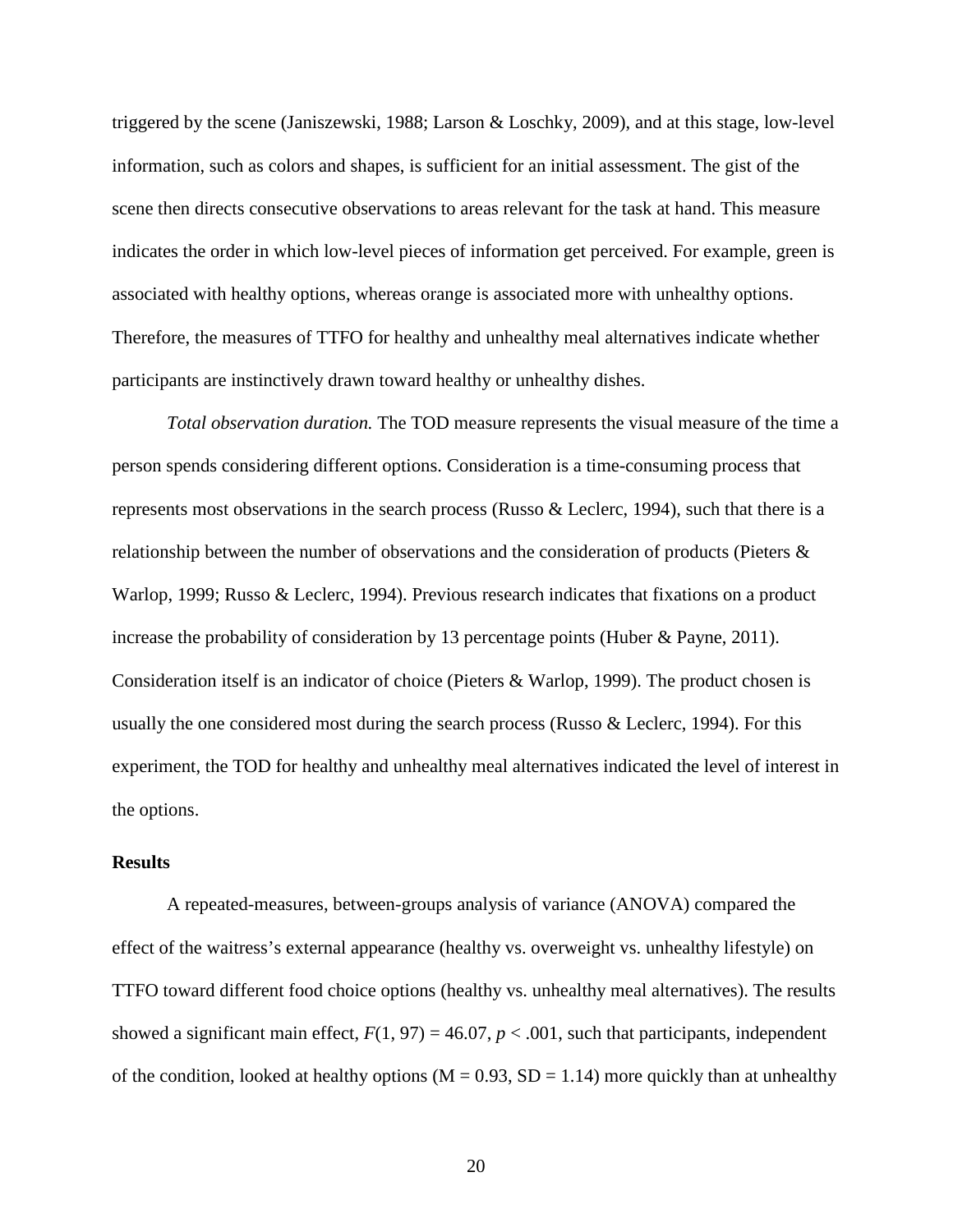triggered by the scene (Janiszewski, 1988; Larson & Loschky, 2009), and at this stage, low-level information, such as colors and shapes, is sufficient for an initial assessment. The gist of the scene then directs consecutive observations to areas relevant for the task at hand. This measure indicates the order in which low-level pieces of information get perceived. For example, green is associated with healthy options, whereas orange is associated more with unhealthy options. Therefore, the measures of TTFO for healthy and unhealthy meal alternatives indicate whether participants are instinctively drawn toward healthy or unhealthy dishes.

*Total observation duration.* The TOD measure represents the visual measure of the time a person spends considering different options. Consideration is a time-consuming process that represents most observations in the search process (Russo & Leclerc, 1994), such that there is a relationship between the number of observations and the consideration of products (Pieters & Warlop, 1999; Russo & Leclerc, 1994). Previous research indicates that fixations on a product increase the probability of consideration by 13 percentage points (Huber & Payne, 2011). Consideration itself is an indicator of choice (Pieters & Warlop, 1999). The product chosen is usually the one considered most during the search process (Russo & Leclerc, 1994). For this experiment, the TOD for healthy and unhealthy meal alternatives indicated the level of interest in the options.

**Results**

A repeated-measures, between-groups analysis of variance (ANOVA) compared the effect of the waitress's external appearance (healthy vs. overweight vs. unhealthy lifestyle) on TTFO toward different food choice options (healthy vs. unhealthy meal alternatives). The results showed a significant main effect, $F(1, 97) = 46.07$, $p < .001$, such that participants, independent of the condition, looked at healthy options ($M = 0.93$, $SD = 1.14$) more quickly than at unhealthy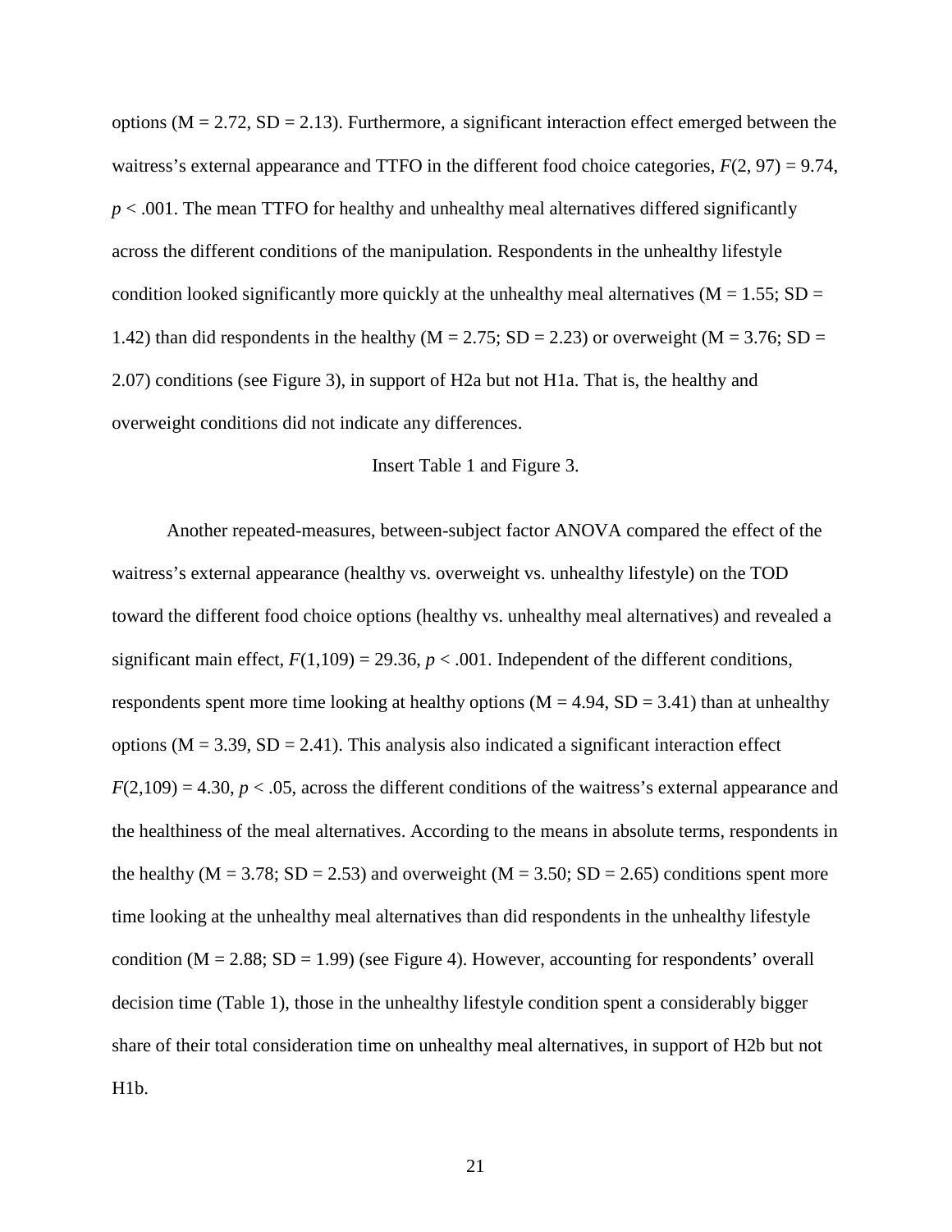options (M = 2.72, SD = 2.13). Furthermore, a significant interaction effect emerged between the waitress's external appearance and TTFO in the different food choice categories, $F(2, 97) = 9.74$, $p < .001$. The mean TTFO for healthy and unhealthy meal alternatives differed significantly across the different conditions of the manipulation. Respondents in the unhealthy lifestyle condition looked significantly more quickly at the unhealthy meal alternatives (M = 1.55; SD = 1.42) than did respondents in the healthy (M = 2.75; SD = 2.23) or overweight (M = 3.76; SD = 2.07) conditions (see Figure 3), in support of H2a but not H1a. That is, the healthy and overweight conditions did not indicate any differences.

Insert Table 1 and Figure 3.

Another repeated-measures, between-subject factor ANOVA compared the effect of the waitress's external appearance (healthy vs. overweight vs. unhealthy lifestyle) on the TOD toward the different food choice options (healthy vs. unhealthy meal alternatives) and revealed a significant main effect, $F(1,109) = 29.36$, $p < .001$. Independent of the different conditions, respondents spent more time looking at healthy options (M = 4.94, SD = 3.41) than at unhealthy options (M = 3.39, SD = 2.41). This analysis also indicated a significant interaction effect $F(2,109) = 4.30$, $p < .05$, across the different conditions of the waitress's external appearance and the healthiness of the meal alternatives. According to the means in absolute terms, respondents in the healthy (M = 3.78; SD = 2.53) and overweight (M = 3.50; SD = 2.65) conditions spent more time looking at the unhealthy meal alternatives than did respondents in the unhealthy lifestyle condition (M = 2.88; SD = 1.99) (see Figure 4). However, accounting for respondents' overall decision time (Table 1), those in the unhealthy lifestyle condition spent a considerably bigger share of their total consideration time on unhealthy meal alternatives, in support of H2b but not H1b.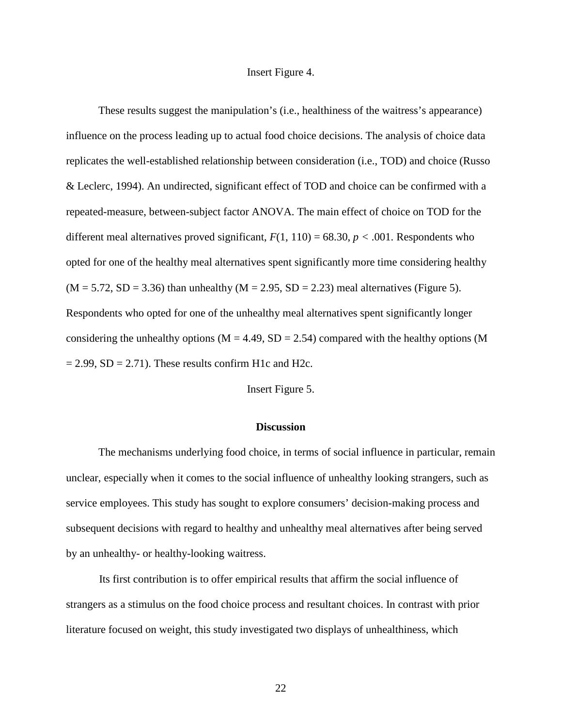Insert Figure 4.

These results suggest the manipulation's (i.e., healthiness of the waitress's appearance) influence on the process leading up to actual food choice decisions. The analysis of choice data replicates the well-established relationship between consideration (i.e., TOD) and choice (Russo & Leclerc, 1994). An undirected, significant effect of TOD and choice can be confirmed with a repeated-measure, between-subject factor ANOVA. The main effect of choice on TOD for the different meal alternatives proved significant, $F(1, 110) = 68.30$, $p < .001$. Respondents who opted for one of the healthy meal alternatives spent significantly more time considering healthy (M = 5.72, SD = 3.36) than unhealthy (M = 2.95, SD = 2.23) meal alternatives (Figure 5). Respondents who opted for one of the unhealthy meal alternatives spent significantly longer considering the unhealthy options (M = 4.49, SD = 2.54) compared with the healthy options (M = 2.99, SD = 2.71). These results confirm H1c and H2c.

Insert Figure 5.

## Discussion

The mechanisms underlying food choice, in terms of social influence in particular, remain unclear, especially when it comes to the social influence of unhealthy looking strangers, such as service employees. This study has sought to explore consumers' decision-making process and subsequent decisions with regard to healthy and unhealthy meal alternatives after being served by an unhealthy- or healthy-looking waitress.

Its first contribution is to offer empirical results that affirm the social influence of strangers as a stimulus on the food choice process and resultant choices. In contrast with prior literature focused on weight, this study investigated two displays of unhealthiness, which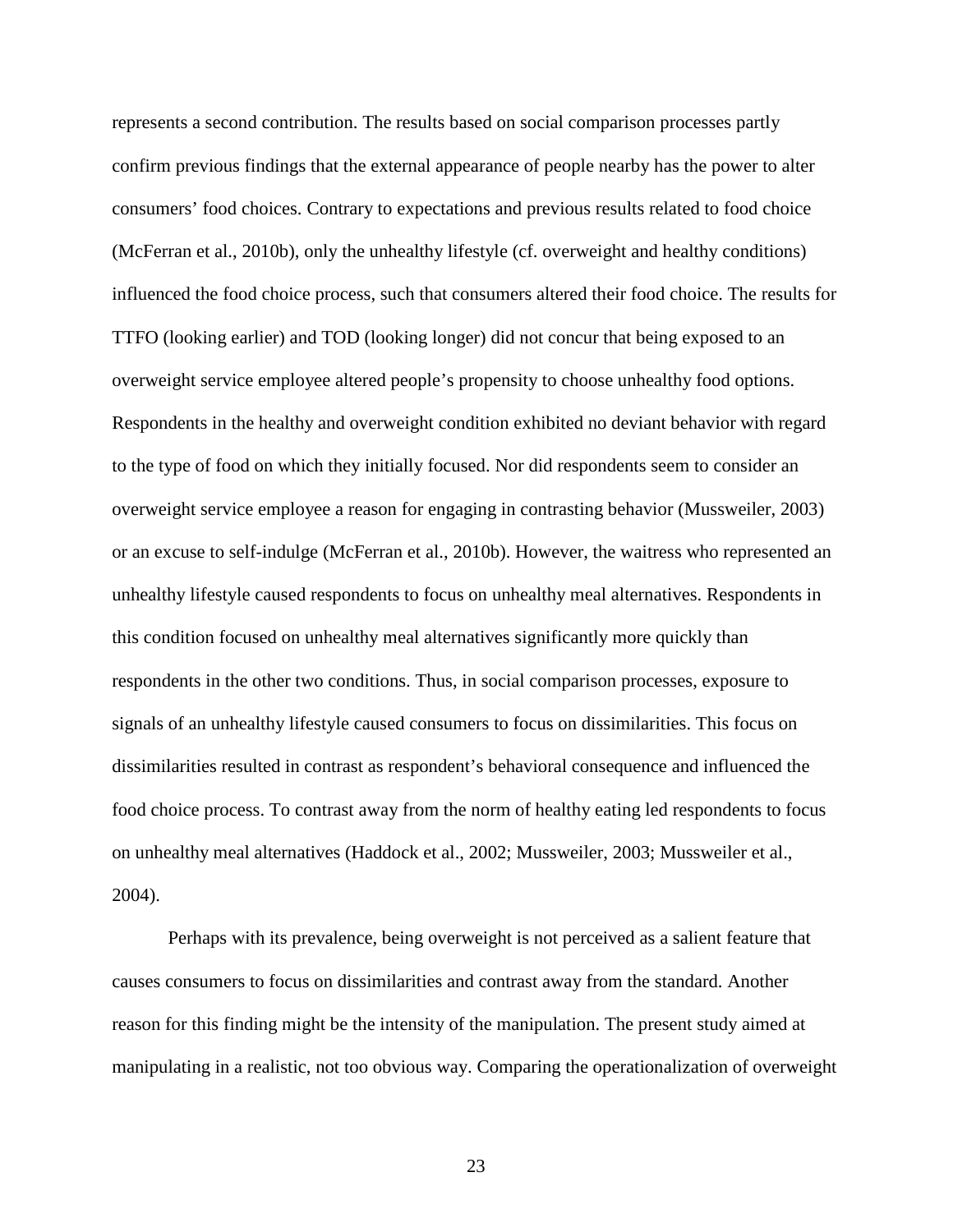represents a second contribution. The results based on social comparison processes partly confirm previous findings that the external appearance of people nearby has the power to alter consumers' food choices. Contrary to expectations and previous results related to food choice (McFerran et al., 2010b), only the unhealthy lifestyle (cf. overweight and healthy conditions) influenced the food choice process, such that consumers altered their food choice. The results for TTFO (looking earlier) and TOD (looking longer) did not concur that being exposed to an overweight service employee altered people's propensity to choose unhealthy food options. Respondents in the healthy and overweight condition exhibited no deviant behavior with regard to the type of food on which they initially focused. Nor did respondents seem to consider an overweight service employee a reason for engaging in contrasting behavior (Mussweiler, 2003) or an excuse to self-indulge (McFerran et al., 2010b). However, the waitress who represented an unhealthy lifestyle caused respondents to focus on unhealthy meal alternatives. Respondents in this condition focused on unhealthy meal alternatives significantly more quickly than respondents in the other two conditions. Thus, in social comparison processes, exposure to signals of an unhealthy lifestyle caused consumers to focus on dissimilarities. This focus on dissimilarities resulted in contrast as respondent's behavioral consequence and influenced the food choice process. To contrast away from the norm of healthy eating led respondents to focus on unhealthy meal alternatives (Haddock et al., 2002; Mussweiler, 2003; Mussweiler et al., 2004).

Perhaps with its prevalence, being overweight is not perceived as a salient feature that causes consumers to focus on dissimilarities and contrast away from the standard. Another reason for this finding might be the intensity of the manipulation. The present study aimed at manipulating in a realistic, not too obvious way. Comparing the operationalization of overweight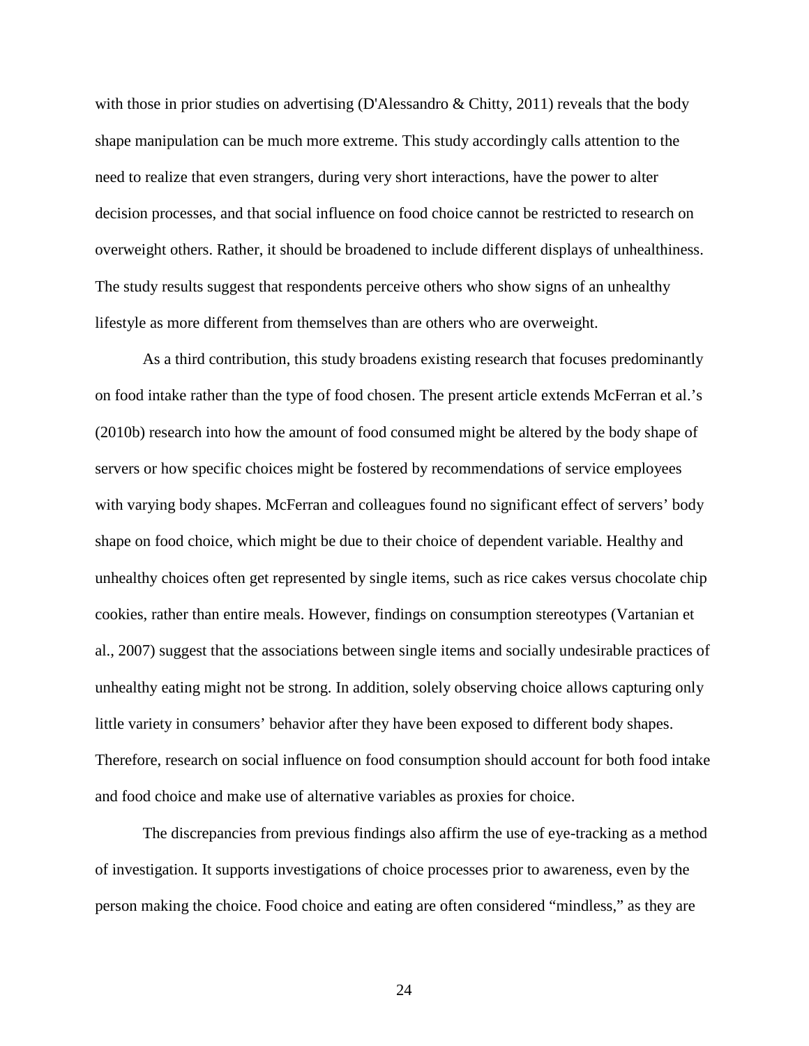with those in prior studies on advertising (D'Alessandro & Chitty, 2011) reveals that the body shape manipulation can be much more extreme. This study accordingly calls attention to the need to realize that even strangers, during very short interactions, have the power to alter decision processes, and that social influence on food choice cannot be restricted to research on overweight others. Rather, it should be broadened to include different displays of unhealthiness. The study results suggest that respondents perceive others who show signs of an unhealthy lifestyle as more different from themselves than are others who are overweight.

As a third contribution, this study broadens existing research that focuses predominantly on food intake rather than the type of food chosen. The present article extends McFerran et al.'s (2010b) research into how the amount of food consumed might be altered by the body shape of servers or how specific choices might be fostered by recommendations of service employees with varying body shapes. McFerran and colleagues found no significant effect of servers' body shape on food choice, which might be due to their choice of dependent variable. Healthy and unhealthy choices often get represented by single items, such as rice cakes versus chocolate chip cookies, rather than entire meals. However, findings on consumption stereotypes (Vartanian et al., 2007) suggest that the associations between single items and socially undesirable practices of unhealthy eating might not be strong. In addition, solely observing choice allows capturing only little variety in consumers' behavior after they have been exposed to different body shapes. Therefore, research on social influence on food consumption should account for both food intake and food choice and make use of alternative variables as proxies for choice.

The discrepancies from previous findings also affirm the use of eye-tracking as a method of investigation. It supports investigations of choice processes prior to awareness, even by the person making the choice. Food choice and eating are often considered "mindless," as they are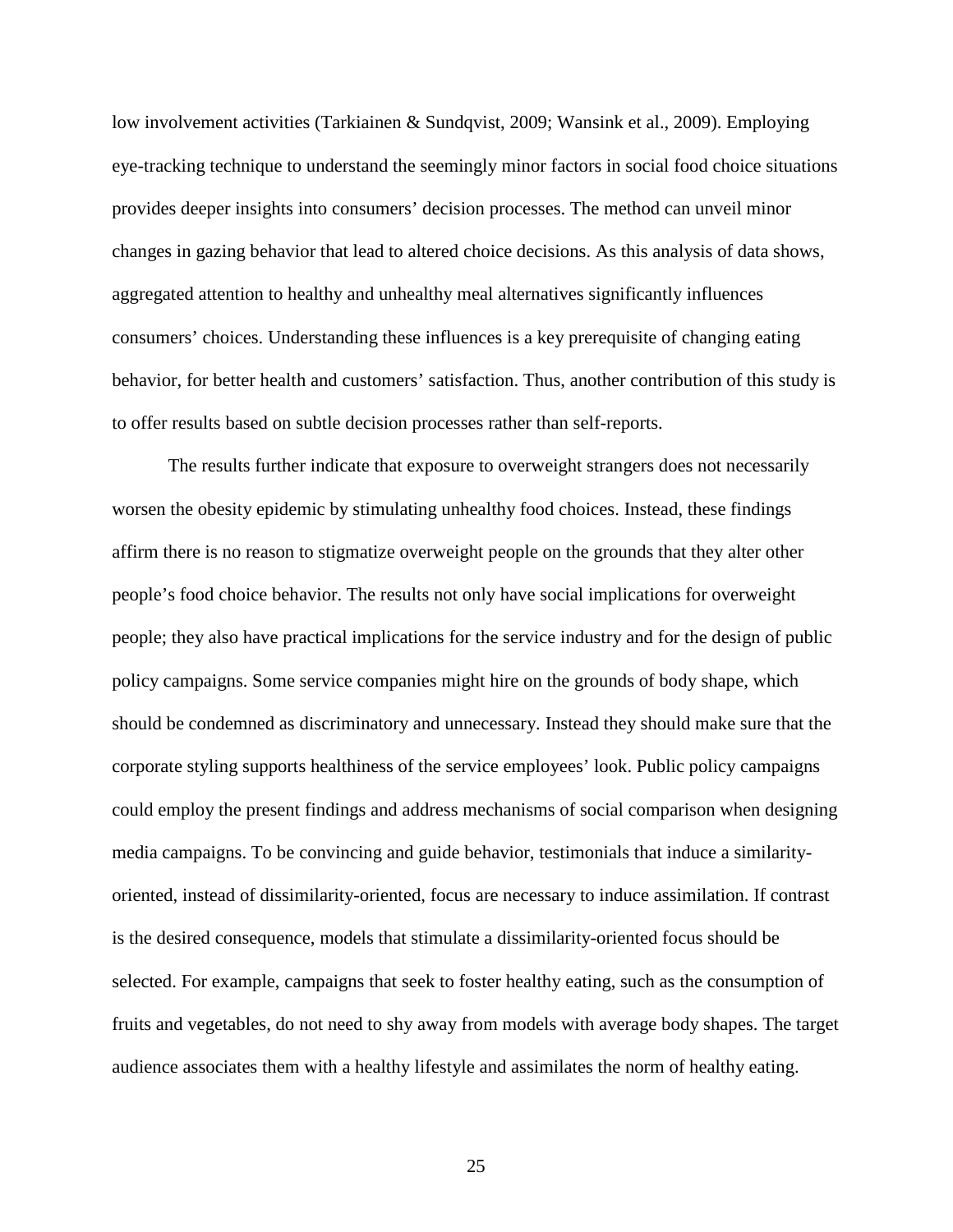low involvement activities (Tarkiainen & Sundqvist, 2009; Wansink et al., 2009). Employing eye-tracking technique to understand the seemingly minor factors in social food choice situations provides deeper insights into consumers' decision processes. The method can unveil minor changes in gazing behavior that lead to altered choice decisions. As this analysis of data shows, aggregated attention to healthy and unhealthy meal alternatives significantly influences consumers' choices. Understanding these influences is a key prerequisite of changing eating behavior, for better health and customers' satisfaction. Thus, another contribution of this study is to offer results based on subtle decision processes rather than self-reports.

The results further indicate that exposure to overweight strangers does not necessarily worsen the obesity epidemic by stimulating unhealthy food choices. Instead, these findings affirm there is no reason to stigmatize overweight people on the grounds that they alter other people's food choice behavior. The results not only have social implications for overweight people; they also have practical implications for the service industry and for the design of public policy campaigns. Some service companies might hire on the grounds of body shape, which should be condemned as discriminatory and unnecessary. Instead they should make sure that the corporate styling supports healthiness of the service employees' look. Public policy campaigns could employ the present findings and address mechanisms of social comparison when designing media campaigns. To be convincing and guide behavior, testimonials that induce a similarity-oriented, instead of dissimilarity-oriented, focus are necessary to induce assimilation. If contrast is the desired consequence, models that stimulate a dissimilarity-oriented focus should be selected. For example, campaigns that seek to foster healthy eating, such as the consumption of fruits and vegetables, do not need to shy away from models with average body shapes. The target audience associates them with a healthy lifestyle and assimilates the norm of healthy eating.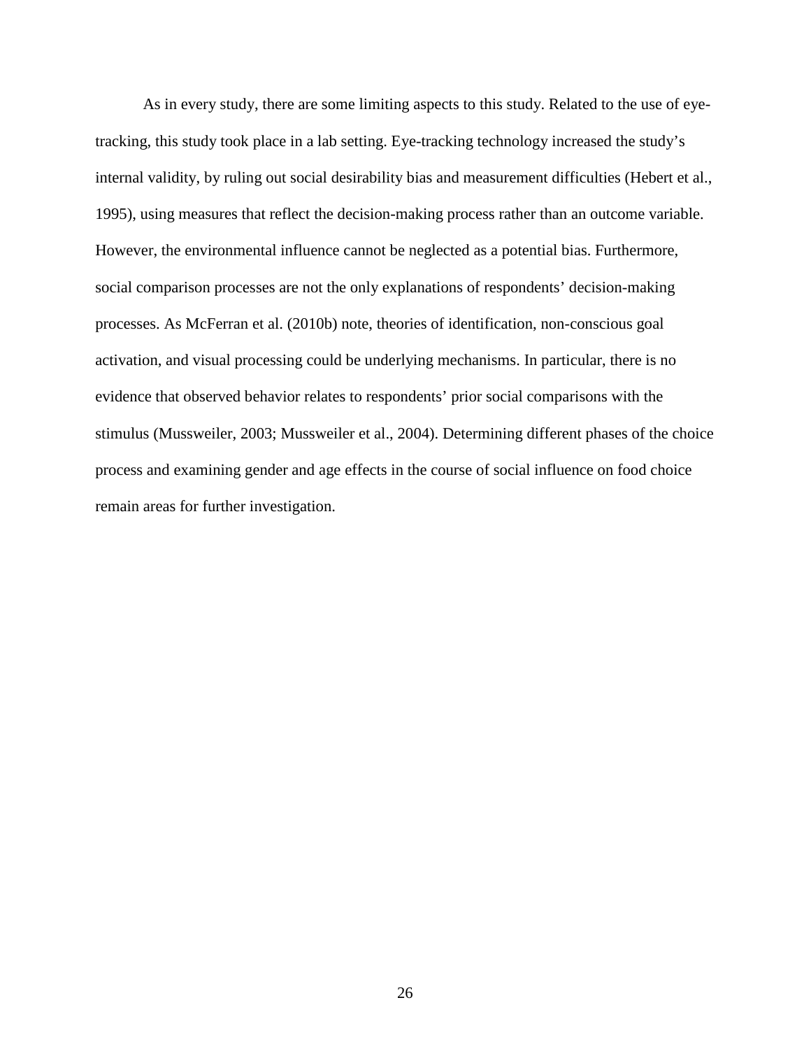As in every study, there are some limiting aspects to this study. Related to the use of eye-tracking, this study took place in a lab setting. Eye-tracking technology increased the study's internal validity, by ruling out social desirability bias and measurement difficulties (Hebert et al., 1995), using measures that reflect the decision-making process rather than an outcome variable. However, the environmental influence cannot be neglected as a potential bias. Furthermore, social comparison processes are not the only explanations of respondents' decision-making processes. As McFerran et al. (2010b) note, theories of identification, non-conscious goal activation, and visual processing could be underlying mechanisms. In particular, there is no evidence that observed behavior relates to respondents' prior social comparisons with the stimulus (Mussweiler, 2003; Mussweiler et al., 2004). Determining different phases of the choice process and examining gender and age effects in the course of social influence on food choice remain areas for further investigation.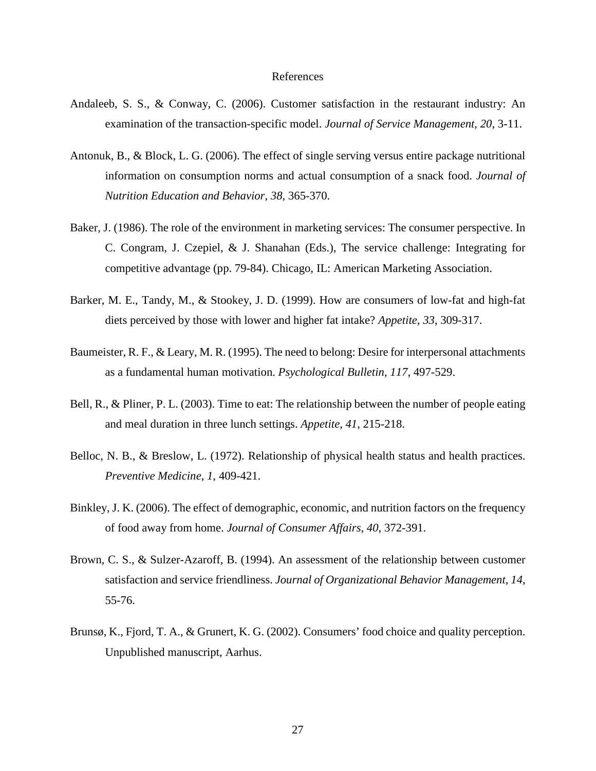# References

Andaleeb, S. S., & Conway, C. (2006). Customer satisfaction in the restaurant industry: An examination of the transaction-specific model. *Journal of Service Management*, *20*, 3-11.

Antonuk, B., & Block, L. G. (2006). The effect of single serving versus entire package nutritional information on consumption norms and actual consumption of a snack food. *Journal of Nutrition Education and Behavior*, *38*, 365-370.

Baker, J. (1986). The role of the environment in marketing services: The consumer perspective. In C. Congram, J. Czepiel, & J. Shanahan (Eds.), The service challenge: Integrating for competitive advantage (pp. 79-84). Chicago, IL: American Marketing Association.

Barker, M. E., Tandy, M., & Stookey, J. D. (1999). How are consumers of low-fat and high-fat diets perceived by those with lower and higher fat intake? *Appetite*, *33*, 309-317.

Baumeister, R. F., & Leary, M. R. (1995). The need to belong: Desire for interpersonal attachments as a fundamental human motivation. *Psychological Bulletin*, *117*, 497-529.

Bell, R., & Pliner, P. L. (2003). Time to eat: The relationship between the number of people eating and meal duration in three lunch settings. *Appetite*, *41*, 215-218.

Belloc, N. B., & Breslow, L. (1972). Relationship of physical health status and health practices. *Preventive Medicine*, *1*, 409-421.

Binkley, J. K. (2006). The effect of demographic, economic, and nutrition factors on the frequency of food away from home. *Journal of Consumer Affairs*, *40*, 372-391.

Brown, C. S., & Sulzer-Azaroff, B. (1994). An assessment of the relationship between customer satisfaction and service friendliness. *Journal of Organizational Behavior Management*, *14*, 55-76.

Brunsø, K., Fjord, T. A., & Grunert, K. G. (2002). Consumers' food choice and quality perception. Unpublished manuscript, Aarhus.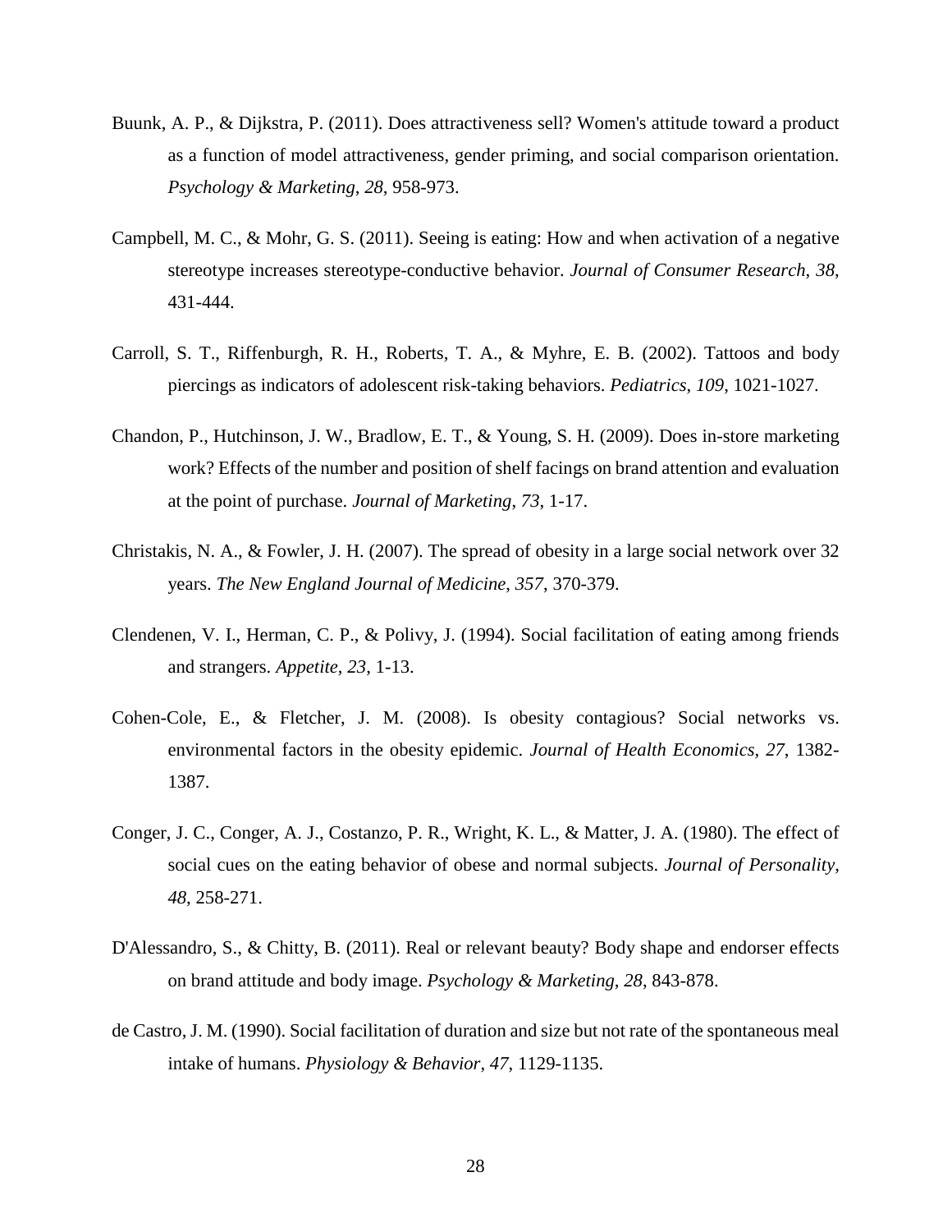Buunk, A. P., & Dijkstra, P. (2011). Does attractiveness sell? Women's attitude toward a product as a function of model attractiveness, gender priming, and social comparison orientation. *Psychology & Marketing*, *28*, 958-973.

Campbell, M. C., & Mohr, G. S. (2011). Seeing is eating: How and when activation of a negative stereotype increases stereotype-conductive behavior. *Journal of Consumer Research*, *38*, 431-444.

Carroll, S. T., Riffenburgh, R. H., Roberts, T. A., & Myhre, E. B. (2002). Tattoos and body piercings as indicators of adolescent risk-taking behaviors. *Pediatrics*, *109*, 1021-1027.

Chandon, P., Hutchinson, J. W., Bradlow, E. T., & Young, S. H. (2009). Does in-store marketing work? Effects of the number and position of shelf facings on brand attention and evaluation at the point of purchase. *Journal of Marketing*, *73*, 1-17.

Christakis, N. A., & Fowler, J. H. (2007). The spread of obesity in a large social network over 32 years. *The New England Journal of Medicine*, *357*, 370-379.

Clendenen, V. I., Herman, C. P., & Polivy, J. (1994). Social facilitation of eating among friends and strangers. *Appetite*, *23*, 1-13.

Cohen-Cole, E., & Fletcher, J. M. (2008). Is obesity contagious? Social networks vs. environmental factors in the obesity epidemic. *Journal of Health Economics*, *27*, 1382-1387.

Conger, J. C., Conger, A. J., Costanzo, P. R., Wright, K. L., & Matter, J. A. (1980). The effect of social cues on the eating behavior of obese and normal subjects. *Journal of Personality*, *48*, 258-271.

D'Alessandro, S., & Chitty, B. (2011). Real or relevant beauty? Body shape and endorser effects on brand attitude and body image. *Psychology & Marketing*, *28*, 843-878.

de Castro, J. M. (1990). Social facilitation of duration and size but not rate of the spontaneous meal intake of humans. *Physiology & Behavior*, *47*, 1129-1135.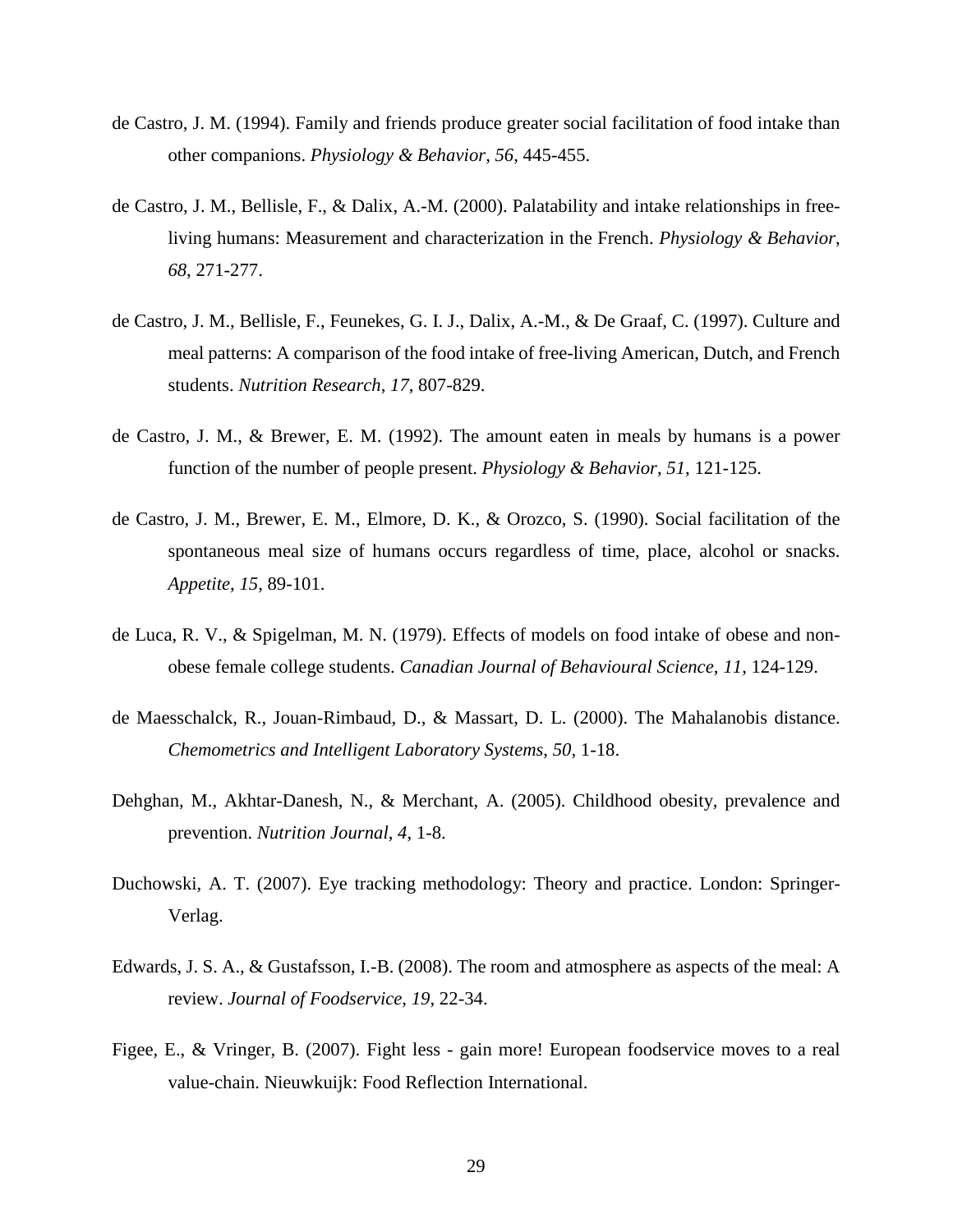de Castro, J. M. (1994). Family and friends produce greater social facilitation of food intake than other companions. *Physiology & Behavior*, *56*, 445-455.

de Castro, J. M., Bellisle, F., & Dalix, A.-M. (2000). Palatability and intake relationships in free-living humans: Measurement and characterization in the French. *Physiology & Behavior*, *68*, 271-277.

de Castro, J. M., Bellisle, F., Feunekes, G. I. J., Dalix, A.-M., & De Graaf, C. (1997). Culture and meal patterns: A comparison of the food intake of free-living American, Dutch, and French students. *Nutrition Research*, *17*, 807-829.

de Castro, J. M., & Brewer, E. M. (1992). The amount eaten in meals by humans is a power function of the number of people present. *Physiology & Behavior*, *51*, 121-125.

de Castro, J. M., Brewer, E. M., Elmore, D. K., & Orozco, S. (1990). Social facilitation of the spontaneous meal size of humans occurs regardless of time, place, alcohol or snacks. *Appetite*, *15*, 89-101.

de Luca, R. V., & Spigelman, M. N. (1979). Effects of models on food intake of obese and non-obese female college students. *Canadian Journal of Behavioural Science*, *11*, 124-129.

de Maesschalck, R., Jouan-Rimbaud, D., & Massart, D. L. (2000). The Mahalanobis distance. *Chemometrics and Intelligent Laboratory Systems*, *50*, 1-18.

Dehghan, M., Akhtar-Danesh, N., & Merchant, A. (2005). Childhood obesity, prevalence and prevention. *Nutrition Journal*, *4*, 1-8.

Duchowski, A. T. (2007). Eye tracking methodology: Theory and practice. London: Springer-Verlag.

Edwards, J. S. A., & Gustafsson, I.-B. (2008). The room and atmosphere as aspects of the meal: A review. *Journal of Foodservice*, *19*, 22-34.

Figee, E., & Vringer, B. (2007). Fight less - gain more! European foodservice moves to a real value-chain. Nieuwkuijk: Food Reflection International.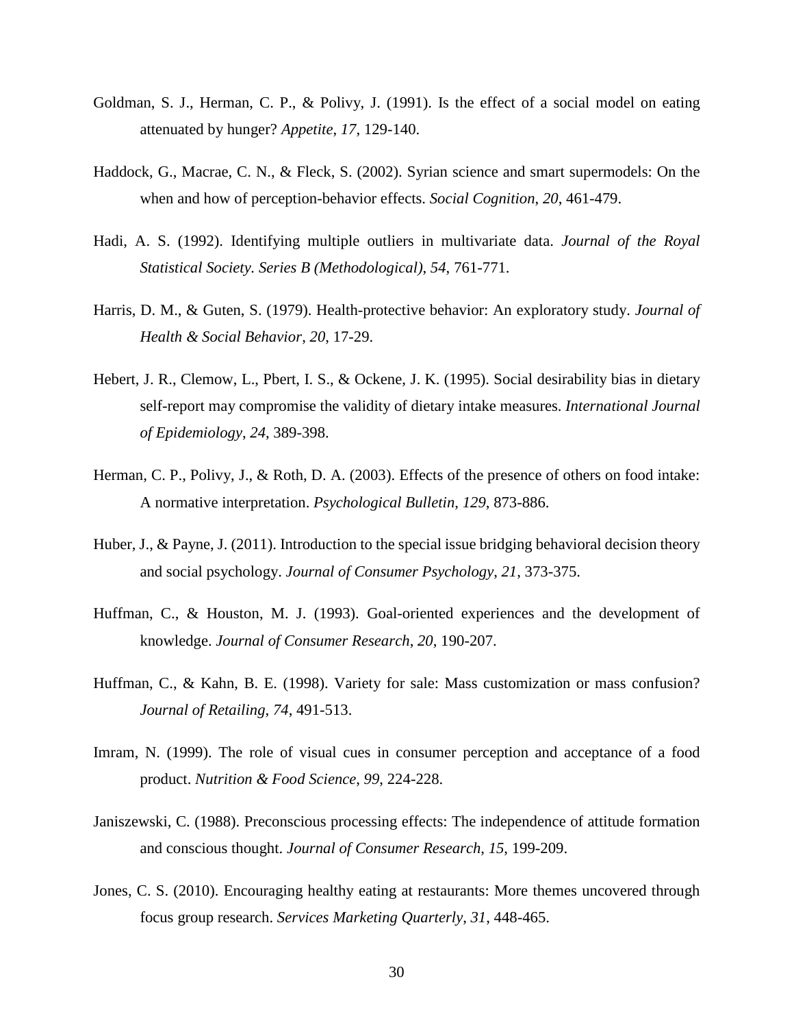Goldman, S. J., Herman, C. P., & Polivy, J. (1991). Is the effect of a social model on eating attenuated by hunger? *Appetite*, *17*, 129-140.

Haddock, G., Macrae, C. N., & Fleck, S. (2002). Syrian science and smart supermodels: On the when and how of perception-behavior effects. *Social Cognition*, *20*, 461-479.

Hadi, A. S. (1992). Identifying multiple outliers in multivariate data. *Journal of the Royal Statistical Society. Series B (Methodological)*, *54*, 761-771.

Harris, D. M., & Guten, S. (1979). Health-protective behavior: An exploratory study. *Journal of Health & Social Behavior*, *20*, 17-29.

Hebert, J. R., Clemow, L., Pbert, I. S., & Ockene, J. K. (1995). Social desirability bias in dietary self-report may compromise the validity of dietary intake measures. *International Journal of Epidemiology*, *24*, 389-398.

Herman, C. P., Polivy, J., & Roth, D. A. (2003). Effects of the presence of others on food intake: A normative interpretation. *Psychological Bulletin*, *129*, 873-886.

Huber, J., & Payne, J. (2011). Introduction to the special issue bridging behavioral decision theory and social psychology. *Journal of Consumer Psychology*, *21*, 373-375.

Huffman, C., & Houston, M. J. (1993). Goal-oriented experiences and the development of knowledge. *Journal of Consumer Research*, *20*, 190-207.

Huffman, C., & Kahn, B. E. (1998). Variety for sale: Mass customization or mass confusion? *Journal of Retailing*, *74*, 491-513.

Imram, N. (1999). The role of visual cues in consumer perception and acceptance of a food product. *Nutrition & Food Science*, *99*, 224-228.

Janiszewski, C. (1988). Preconscious processing effects: The independence of attitude formation and conscious thought. *Journal of Consumer Research*, *15*, 199-209.

Jones, C. S. (2010). Encouraging healthy eating at restaurants: More themes uncovered through focus group research. *Services Marketing Quarterly*, *31*, 448-465.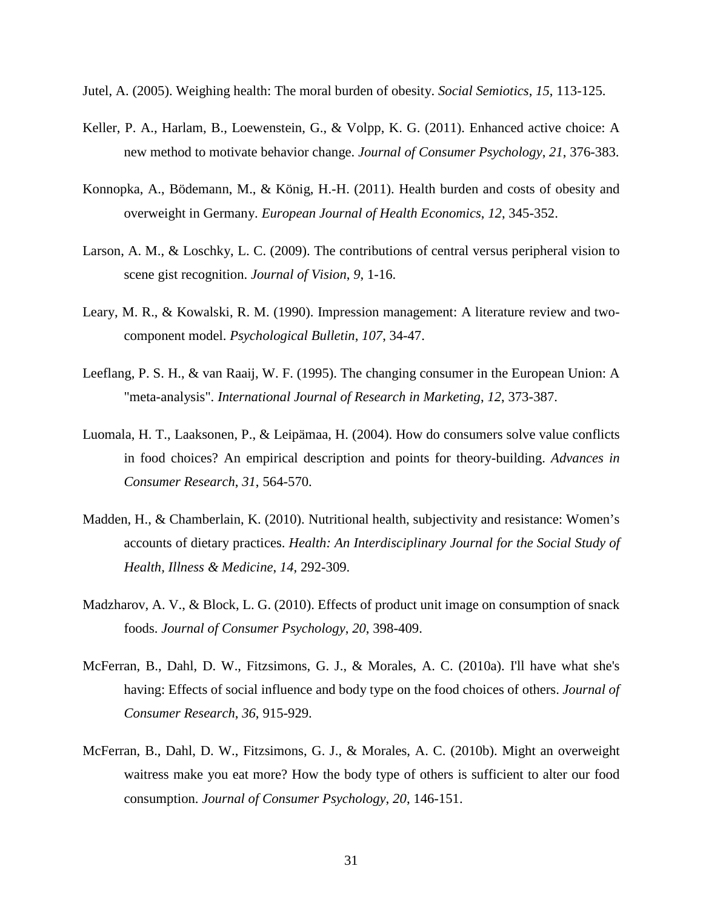Jutel, A. (2005). Weighing health: The moral burden of obesity. *Social Semiotics*, *15*, 113-125.

Keller, P. A., Harlam, B., Loewenstein, G., & Volpp, K. G. (2011). Enhanced active choice: A new method to motivate behavior change. *Journal of Consumer Psychology*, *21*, 376-383.

Konnopka, A., Bödemann, M., & König, H.-H. (2011). Health burden and costs of obesity and overweight in Germany. *European Journal of Health Economics*, *12*, 345-352.

Larson, A. M., & Loschky, L. C. (2009). The contributions of central versus peripheral vision to scene gist recognition. *Journal of Vision*, *9*, 1-16.

Leary, M. R., & Kowalski, R. M. (1990). Impression management: A literature review and two-component model. *Psychological Bulletin*, *107*, 34-47.

Leeflang, P. S. H., & van Raaij, W. F. (1995). The changing consumer in the European Union: A "meta-analysis". *International Journal of Research in Marketing*, *12*, 373-387.

Luomala, H. T., Laaksonen, P., & Leipämaa, H. (2004). How do consumers solve value conflicts in food choices? An empirical description and points for theory-building. *Advances in Consumer Research*, *31*, 564-570.

Madden, H., & Chamberlain, K. (2010). Nutritional health, subjectivity and resistance: Women's accounts of dietary practices. *Health: An Interdisciplinary Journal for the Social Study of Health, Illness & Medicine*, *14*, 292-309.

Madzharov, A. V., & Block, L. G. (2010). Effects of product unit image on consumption of snack foods. *Journal of Consumer Psychology*, *20*, 398-409.

McFerran, B., Dahl, D. W., Fitzsimons, G. J., & Morales, A. C. (2010a). I'll have what she's having: Effects of social influence and body type on the food choices of others. *Journal of Consumer Research*, *36*, 915-929.

McFerran, B., Dahl, D. W., Fitzsimons, G. J., & Morales, A. C. (2010b). Might an overweight waitress make you eat more? How the body type of others is sufficient to alter our food consumption. *Journal of Consumer Psychology*, *20*, 146-151.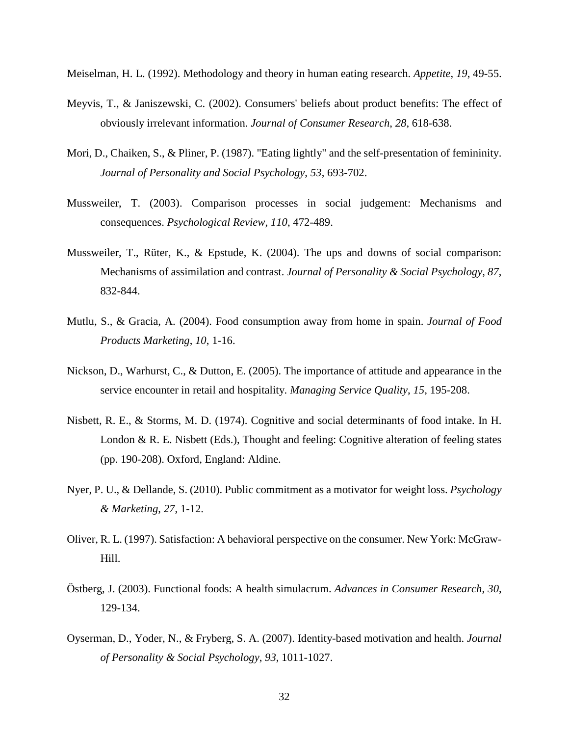Meiselman, H. L. (1992). Methodology and theory in human eating research. *Appetite*, *19*, 49-55.

Meyvis, T., & Janiszewski, C. (2002). Consumers' beliefs about product benefits: The effect of obviously irrelevant information. *Journal of Consumer Research*, *28*, 618-638.

Mori, D., Chaiken, S., & Pliner, P. (1987). "Eating lightly" and the self-presentation of femininity. *Journal of Personality and Social Psychology*, *53*, 693-702.

Mussweiler, T. (2003). Comparison processes in social judgement: Mechanisms and consequences. *Psychological Review*, *110*, 472-489.

Mussweiler, T., Rüter, K., & Epstude, K. (2004). The ups and downs of social comparison: Mechanisms of assimilation and contrast. *Journal of Personality & Social Psychology*, *87*, 832-844.

Mutlu, S., & Gracia, A. (2004). Food consumption away from home in spain. *Journal of Food Products Marketing*, *10*, 1-16.

Nickson, D., Warhurst, C., & Dutton, E. (2005). The importance of attitude and appearance in the service encounter in retail and hospitality. *Managing Service Quality*, *15*, 195-208.

Nisbett, R. E., & Storms, M. D. (1974). Cognitive and social determinants of food intake. In H. London & R. E. Nisbett (Eds.), Thought and feeling: Cognitive alteration of feeling states (pp. 190-208). Oxford, England: Aldine.

Nyer, P. U., & Dellande, S. (2010). Public commitment as a motivator for weight loss. *Psychology & Marketing*, *27*, 1-12.

Oliver, R. L. (1997). Satisfaction: A behavioral perspective on the consumer. New York: McGraw-Hill.

Östberg, J. (2003). Functional foods: A health simulacrum. *Advances in Consumer Research*, *30*, 129-134.

Oyserman, D., Yoder, N., & Fryberg, S. A. (2007). Identity-based motivation and health. *Journal of Personality & Social Psychology*, *93*, 1011-1027.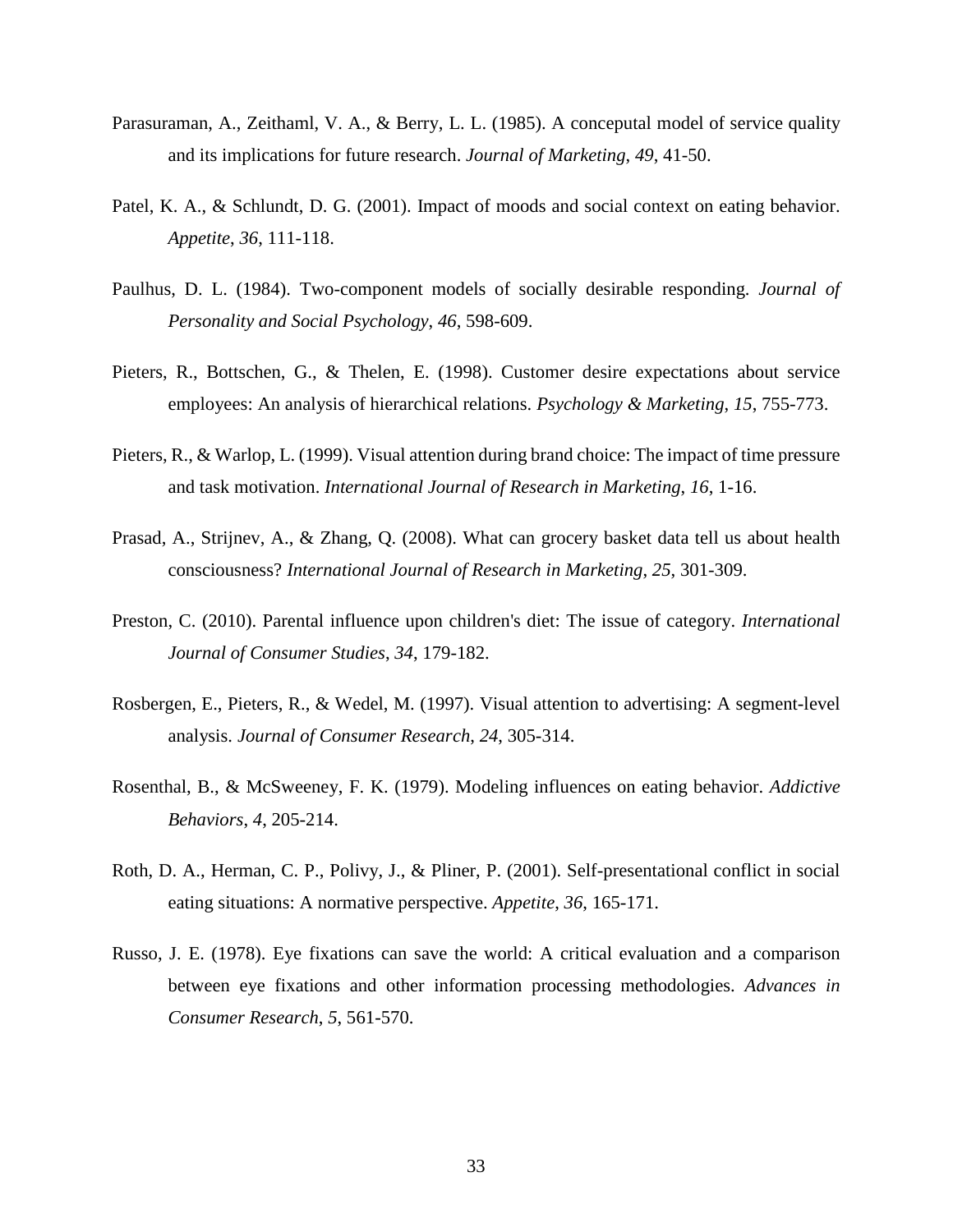Parasuraman, A., Zeithaml, V. A., & Berry, L. L. (1985). A conceputal model of service quality and its implications for future research. *Journal of Marketing, 49*, 41-50.

Patel, K. A., & Schlundt, D. G. (2001). Impact of moods and social context on eating behavior. *Appetite*, *36*, 111-118.

Paulhus, D. L. (1984). Two-component models of socially desirable responding. *Journal of Personality and Social Psychology*, *46*, 598-609.

Pieters, R., Bottschen, G., & Thelen, E. (1998). Customer desire expectations about service employees: An analysis of hierarchical relations. *Psychology & Marketing*, *15*, 755-773.

Pieters, R., & Warlop, L. (1999). Visual attention during brand choice: The impact of time pressure and task motivation. *International Journal of Research in Marketing*, *16*, 1-16.

Prasad, A., Strijnev, A., & Zhang, Q. (2008). What can grocery basket data tell us about health consciousness? *International Journal of Research in Marketing*, *25*, 301-309.

Preston, C. (2010). Parental influence upon children's diet: The issue of category. *International Journal of Consumer Studies*, *34*, 179-182.

Rosbergen, E., Pieters, R., & Wedel, M. (1997). Visual attention to advertising: A segment-level analysis. *Journal of Consumer Research*, *24*, 305-314.

Rosenthal, B., & McSweeney, F. K. (1979). Modeling influences on eating behavior. *Addictive Behaviors*, *4*, 205-214.

Roth, D. A., Herman, C. P., Polivy, J., & Pliner, P. (2001). Self-presentational conflict in social eating situations: A normative perspective. *Appetite*, *36*, 165-171.

Russo, J. E. (1978). Eye fixations can save the world: A critical evaluation and a comparison between eye fixations and other information processing methodologies. *Advances in Consumer Research*, *5*, 561-570.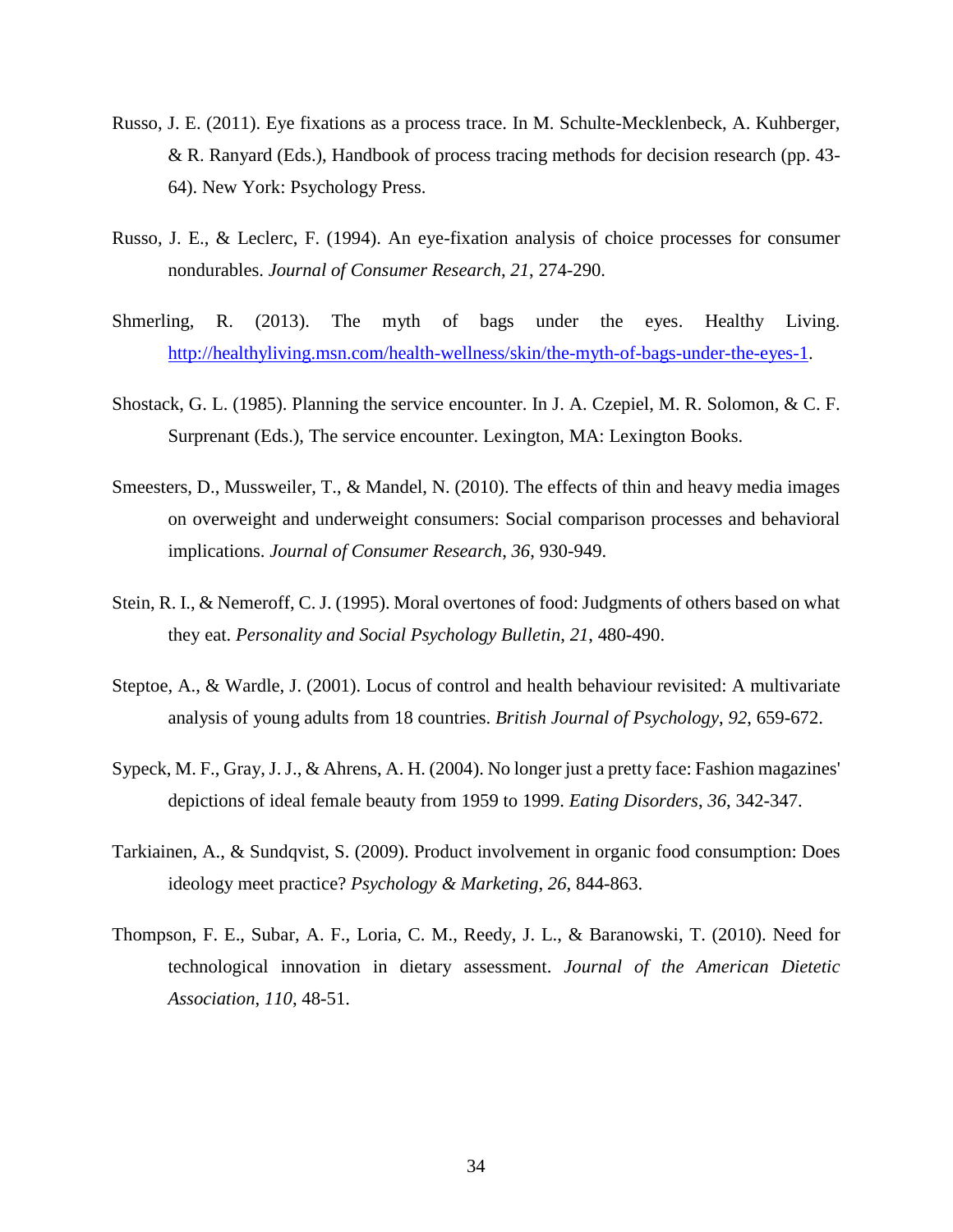Russo, J. E. (2011). Eye fixations as a process trace. In M. Schulte-Mecklenbeck, A. Kuhberger, & R. Ranyard (Eds.), Handbook of process tracing methods for decision research (pp. 43-64). New York: Psychology Press.

Russo, J. E., & Leclerc, F. (1994). An eye-fixation analysis of choice processes for consumer nondurables. *Journal of Consumer Research*, *21*, 274-290.

Shmerling, R. (2013). The myth of bags under the eyes. Healthy Living. http://healthyliving.msn.com/health-wellness/skin/the-myth-of-bags-under-the-eyes-1.

Shostack, G. L. (1985). Planning the service encounter. In J. A. Czepiel, M. R. Solomon, & C. F. Surprenant (Eds.), The service encounter. Lexington, MA: Lexington Books.

Smeesters, D., Mussweiler, T., & Mandel, N. (2010). The effects of thin and heavy media images on overweight and underweight consumers: Social comparison processes and behavioral implications. *Journal of Consumer Research*, *36*, 930-949.

Stein, R. I., & Nemeroff, C. J. (1995). Moral overtones of food: Judgments of others based on what they eat. *Personality and Social Psychology Bulletin*, *21*, 480-490.

Steptoe, A., & Wardle, J. (2001). Locus of control and health behaviour revisited: A multivariate analysis of young adults from 18 countries. *British Journal of Psychology*, *92*, 659-672.

Sypeck, M. F., Gray, J. J., & Ahrens, A. H. (2004). No longer just a pretty face: Fashion magazines' depictions of ideal female beauty from 1959 to 1999. *Eating Disorders*, *36*, 342-347.

Tarkiainen, A., & Sundqvist, S. (2009). Product involvement in organic food consumption: Does ideology meet practice? *Psychology & Marketing*, *26*, 844-863.

Thompson, F. E., Subar, A. F., Loria, C. M., Reedy, J. L., & Baranowski, T. (2010). Need for technological innovation in dietary assessment. *Journal of the American Dietetic Association*, *110*, 48-51.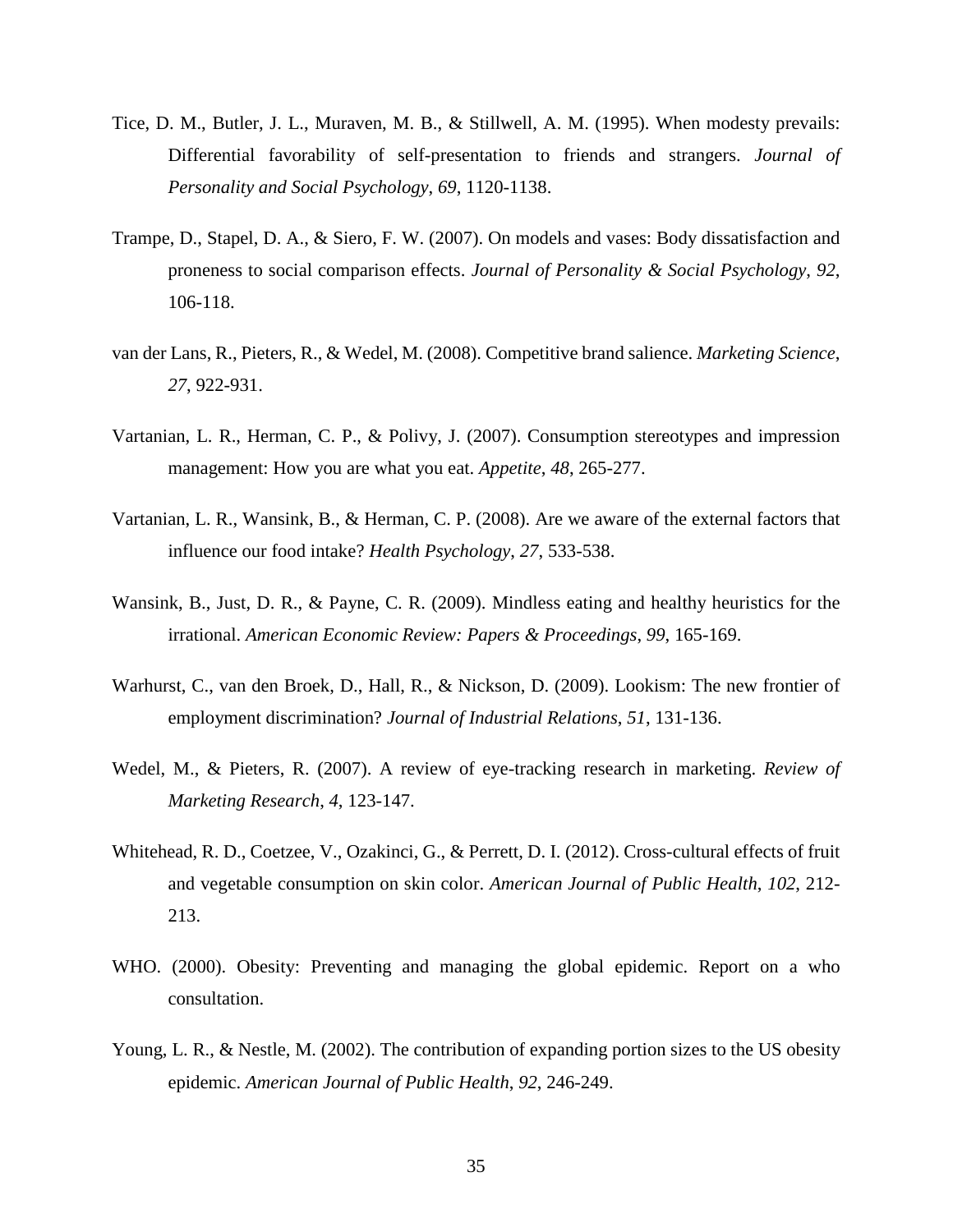Tice, D. M., Butler, J. L., Muraven, M. B., & Stillwell, A. M. (1995). When modesty prevails: Differential favorability of self-presentation to friends and strangers. *Journal of Personality and Social Psychology*, *69*, 1120-1138.

Trampe, D., Stapel, D. A., & Siero, F. W. (2007). On models and vases: Body dissatisfaction and proneness to social comparison effects. *Journal of Personality & Social Psychology*, *92*, 106-118.

van der Lans, R., Pieters, R., & Wedel, M. (2008). Competitive brand salience. *Marketing Science*, *27*, 922-931.

Vartanian, L. R., Herman, C. P., & Polivy, J. (2007). Consumption stereotypes and impression management: How you are what you eat. *Appetite*, *48*, 265-277.

Vartanian, L. R., Wansink, B., & Herman, C. P. (2008). Are we aware of the external factors that influence our food intake? *Health Psychology*, *27*, 533-538.

Wansink, B., Just, D. R., & Payne, C. R. (2009). Mindless eating and healthy heuristics for the irrational. *American Economic Review: Papers & Proceedings*, *99*, 165-169.

Warhurst, C., van den Broek, D., Hall, R., & Nickson, D. (2009). Lookism: The new frontier of employment discrimination? *Journal of Industrial Relations*, *51*, 131-136.

Wedel, M., & Pieters, R. (2007). A review of eye-tracking research in marketing. *Review of Marketing Research*, *4*, 123-147.

Whitehead, R. D., Coetzee, V., Ozakinci, G., & Perrett, D. I. (2012). Cross-cultural effects of fruit and vegetable consumption on skin color. *American Journal of Public Health*, *102*, 212-213.

WHO. (2000). Obesity: Preventing and managing the global epidemic. Report on a who consultation.

Young, L. R., & Nestle, M. (2002). The contribution of expanding portion sizes to the US obesity epidemic. *American Journal of Public Health*, *92*, 246-249.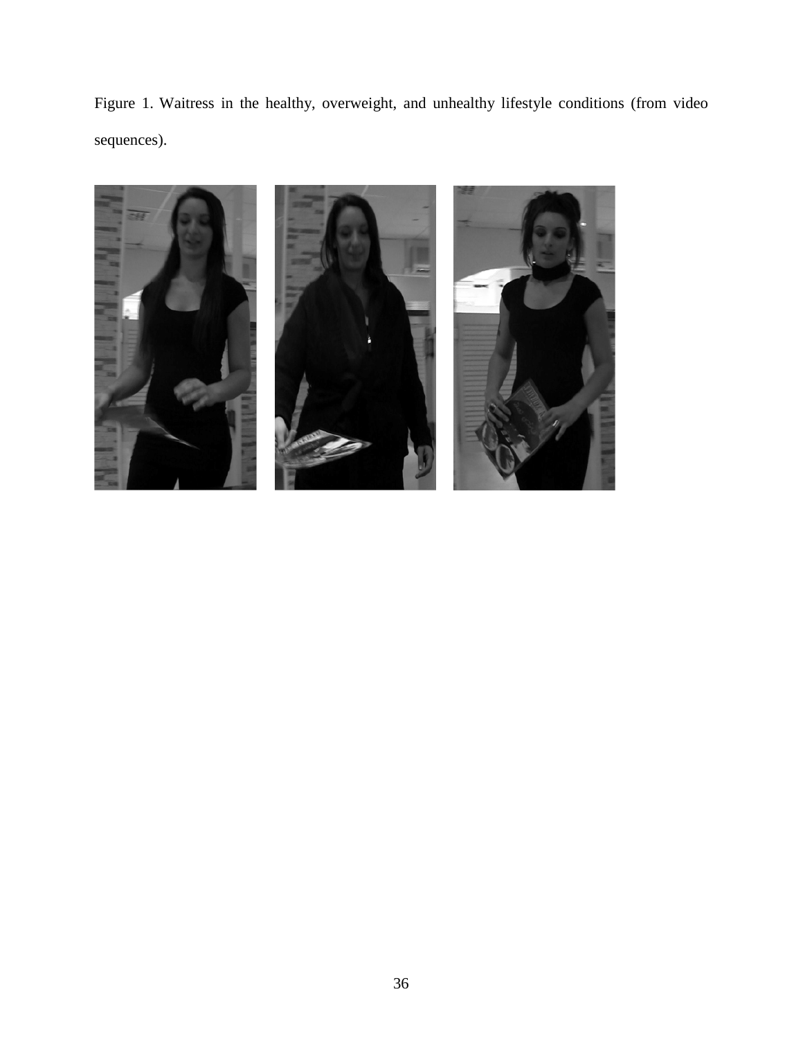Figure 1. Waitress in the healthy, overweight, and unhealthy lifestyle conditions (from video sequences).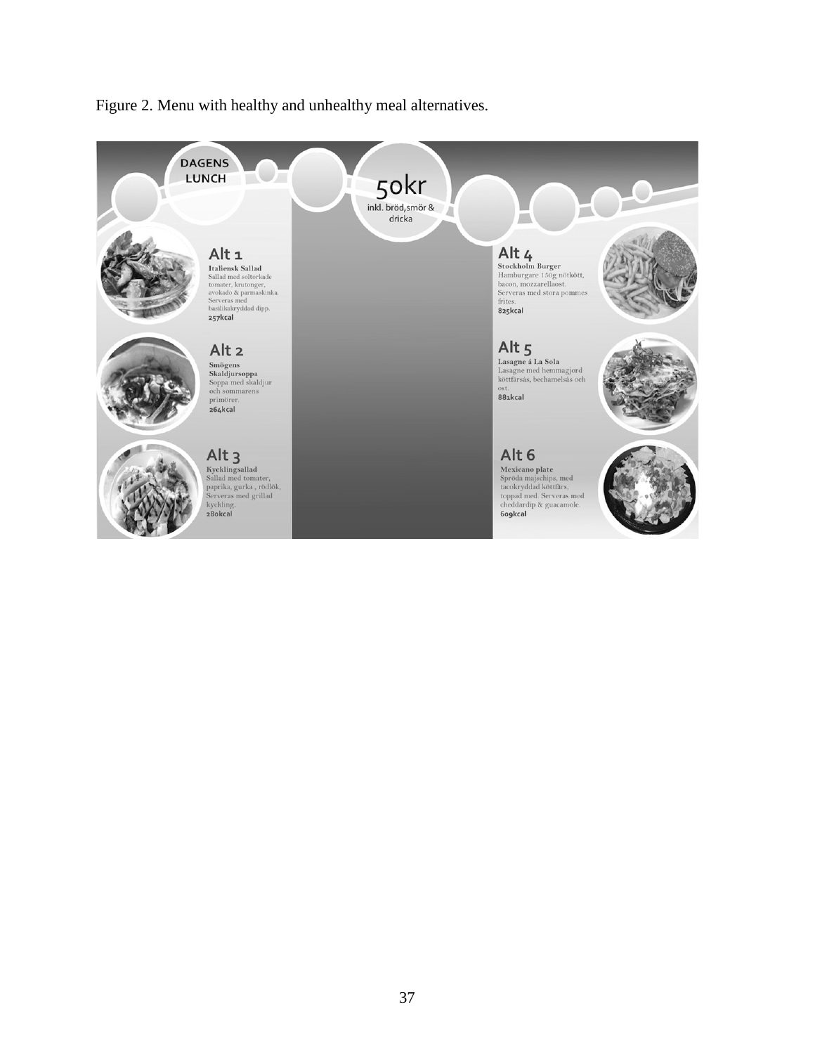Figure 2. Menu with healthy and unhealthy meal alternatives.

DAGENS LUNCH

50kr
inkl. bröd,smör & dricka

**Alt 1**
**Italiensk Sallad**
Sallad med soltorkade tomater, krutonger, avokado & parmaskinka. Serveras med basilikakryddad dipp.
**257kcal**

**Alt 2**
**Smögens Skaldjursoppa**
Soppa med skaldjur och sommarens primörer.
**264kcal**

**Alt 3**
**Kycklingsallad**
Sallad med tomater, paprika, gurka , rödlök, Serveras med grillad kyckling.
**280kcal**

**Alt 4**
**Stockholm Burger**
Hamburgare 150g nötkött, bacon, mozzarellaost. Serveras med stora pommes frites.
**825kcal**

**Alt 5**
**Lasagne á La Sola**
Lasagne med hemmagjord köttfärsås, bechamelsås och ost.
**881kcal**

**Alt 6**
**Mexicano plate**
Spröda majschips, med tacokryddad köttfärs, toppad med. Serveras med cheddardip & guacamole.
**609kcal**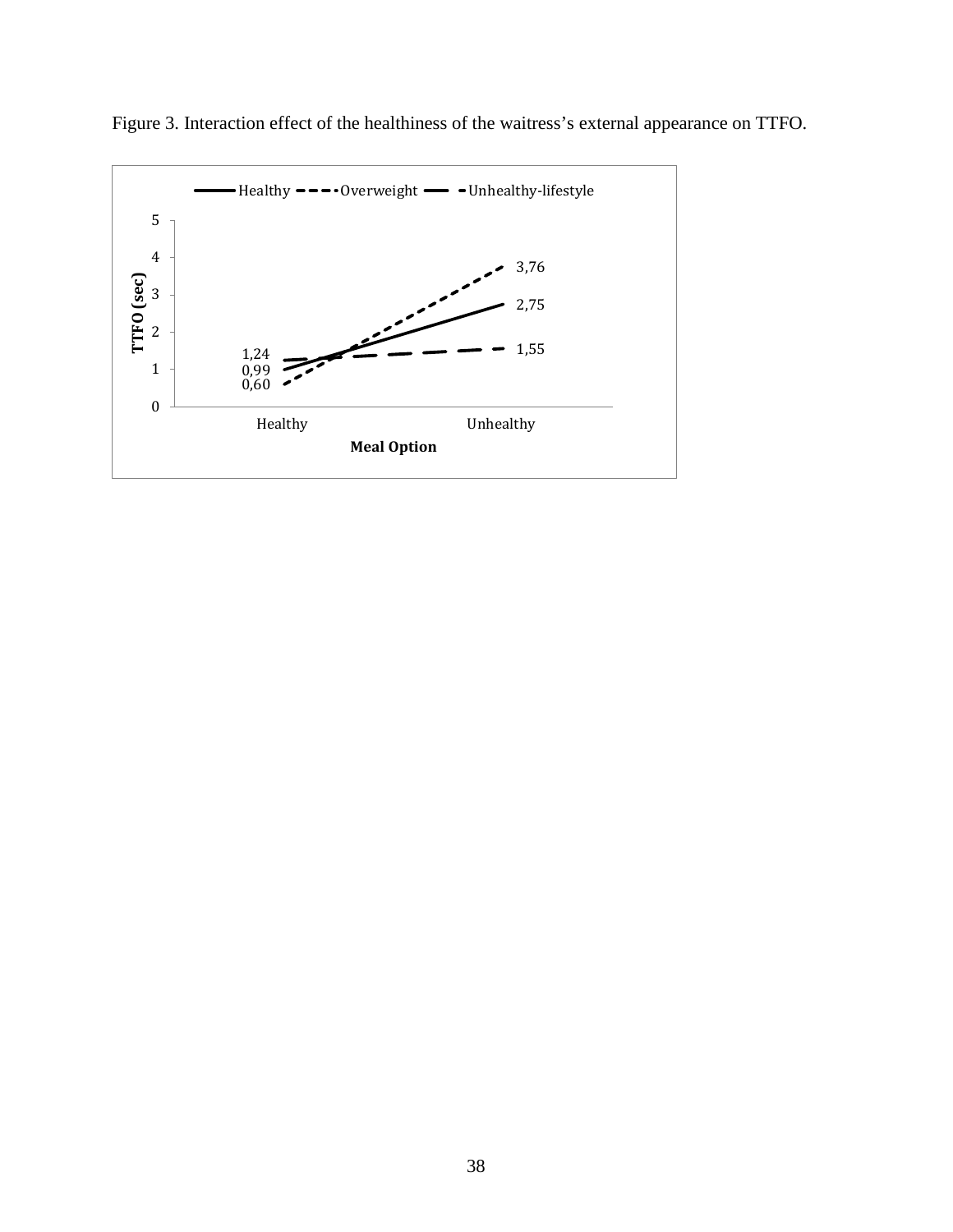Figure 3. Interaction effect of the healthiness of the waitress's external appearance on TTFO.

Healthy
Overweight
Unhealthy-lifestyle

5
4
3
2
1
0

TTFO (sec)

1,24
0,99
0,60

3,76
2,75
1,55

Healthy
Unhealthy

Meal Option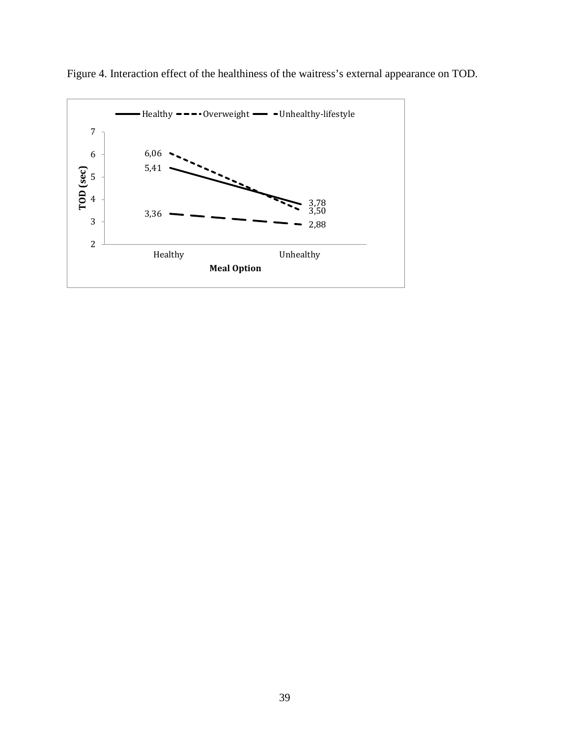Figure 4. Interaction effect of the healthiness of the waitress's external appearance on TOD.

Healthy
Overweight
Unhealthy-lifestyle

7
6
5
4
3
2

TOD (sec)

6,06
5,41
3,36

3,78
3,50
2,88

Healthy
Unhealthy

Meal Option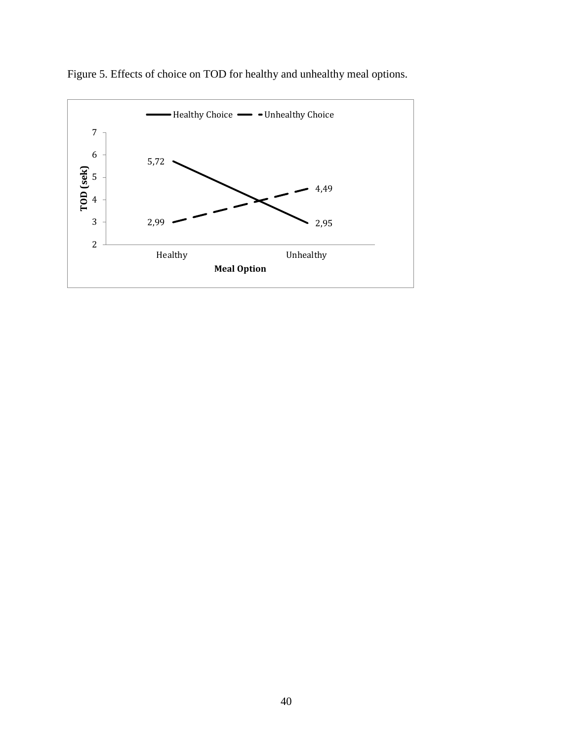Figure 5. Effects of choice on TOD for healthy and unhealthy meal options.

Healthy Choice
Unhealthy Choice

TOD (sek)

7
6
5
4
3
2

5,72
4,49
2,99
2,95

Healthy
Unhealthy

Meal Option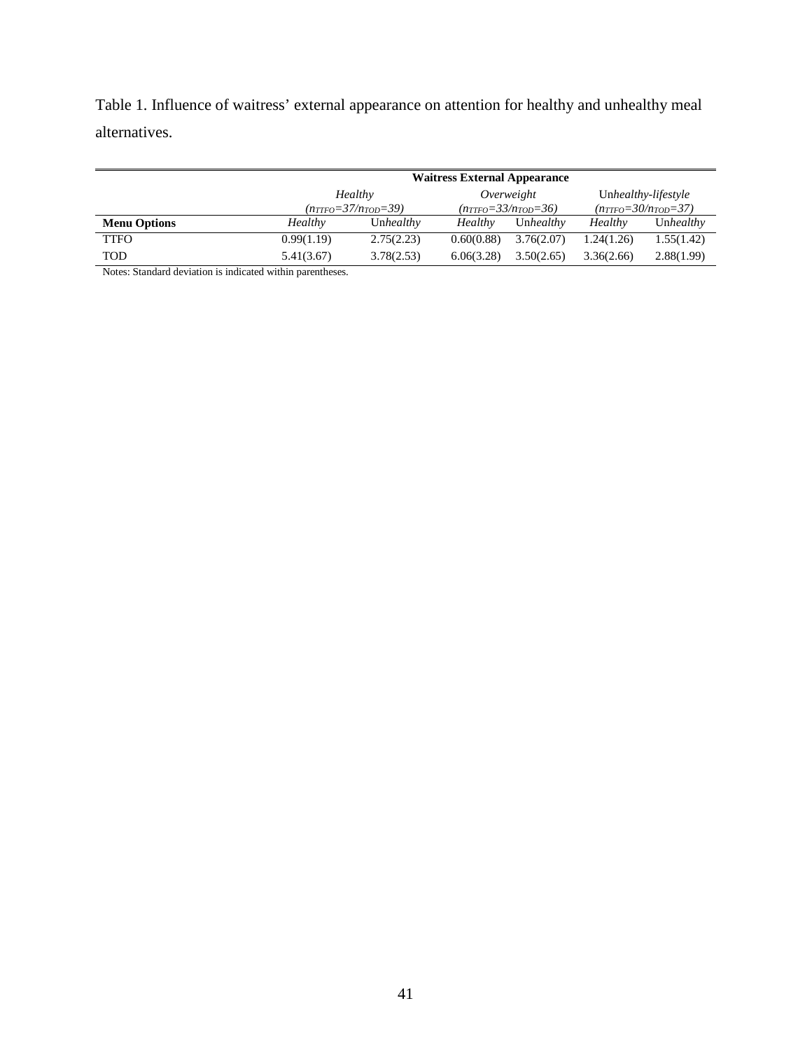Table 1. Influence of waitress' external appearance on attention for healthy and unhealthy meal alternatives.

| | Waitress External Appearance | | | | | |
|---|---|---|---|---|---|---|
| | *Healthy* ($n_{TTFO}$=37/$n_{TOD}$=39) | | *Overweight* ($n_{TTFO}$=33/$n_{TOD}$=36) | | U*nhealthy-lifestyle* ($n_{TTFO}$=30/$n_{TOD}$=37) | |
| **Menu Options** | *Healthy* | U*nhealthy* | *Healthy* | U*nhealthy* | *Healthy* | U*nhealthy* |
| TTFO | 0.99(1.19) | 2.75(2.23) | 0.60(0.88) | 3.76(2.07) | 1.24(1.26) | 1.55(1.42) |
| TOD | 5.41(3.67) | 3.78(2.53) | 6.06(3.28) | 3.50(2.65) | 3.36(2.66) | 2.88(1.99) |

Notes: Standard deviation is indicated within parentheses.